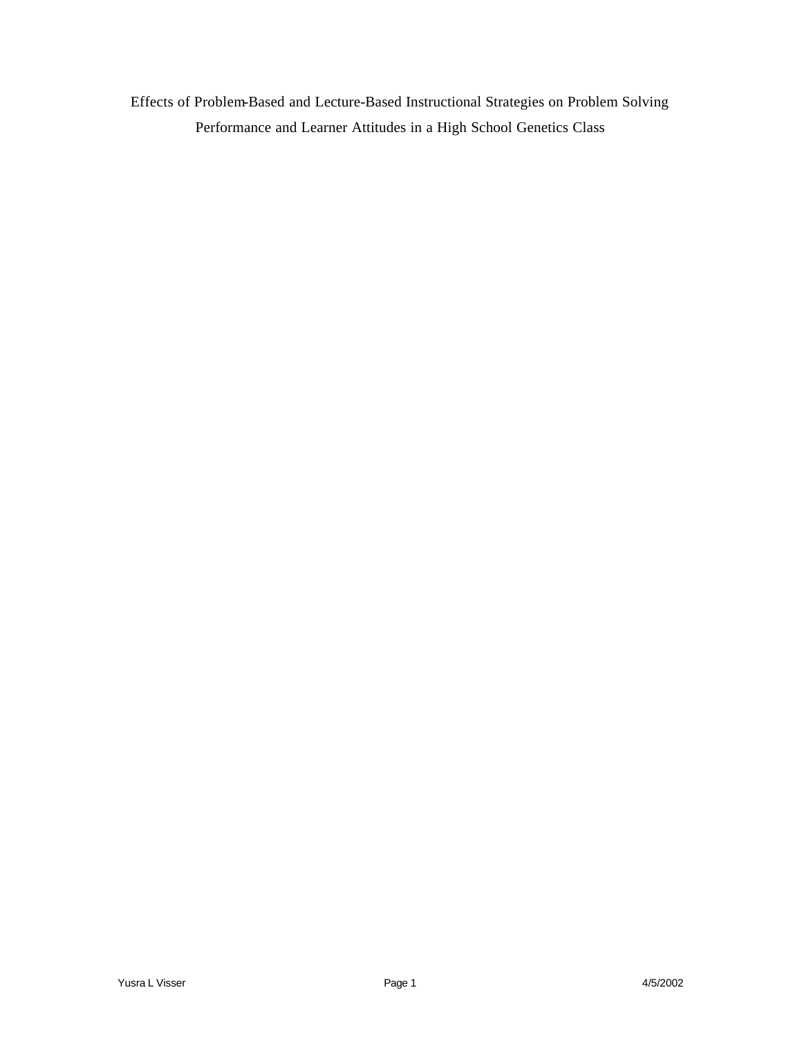# Effects of Problem-Based and Lecture-Based Instructional Strategies on Problem Solving Performance and Learner Attitudes in a High School Genetics Class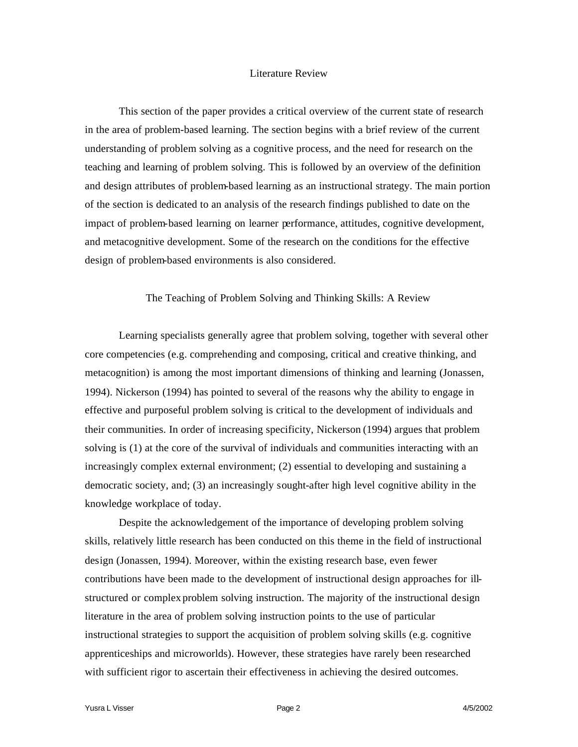# Literature Review

This section of the paper provides a critical overview of the current state of research in the area of problem-based learning. The section begins with a brief review of the current understanding of problem solving as a cognitive process, and the need for research on the teaching and learning of problem solving. This is followed by an overview of the definition and design attributes of problem-based learning as an instructional strategy. The main portion of the section is dedicated to an analysis of the research findings published to date on the impact of problem-based learning on learner performance, attitudes, cognitive development, and metacognitive development. Some of the research on the conditions for the effective design of problem-based environments is also considered.

## The Teaching of Problem Solving and Thinking Skills: A Review

Learning specialists generally agree that problem solving, together with several other core competencies (e.g. comprehending and composing, critical and creative thinking, and metacognition) is among the most important dimensions of thinking and learning (Jonassen, 1994). Nickerson (1994) has pointed to several of the reasons why the ability to engage in effective and purposeful problem solving is critical to the development of individuals and their communities. In order of increasing specificity, Nickerson (1994) argues that problem solving is (1) at the core of the survival of individuals and communities interacting with an increasingly complex external environment; (2) essential to developing and sustaining a democratic society, and; (3) an increasingly sought-after high level cognitive ability in the knowledge workplace of today.

Despite the acknowledgement of the importance of developing problem solving skills, relatively little research has been conducted on this theme in the field of instructional design (Jonassen, 1994). Moreover, within the existing research base, even fewer contributions have been made to the development of instructional design approaches for ill-structured or complex problem solving instruction. The majority of the instructional design literature in the area of problem solving instruction points to the use of particular instructional strategies to support the acquisition of problem solving skills (e.g. cognitive apprenticeships and microworlds). However, these strategies have rarely been researched with sufficient rigor to ascertain their effectiveness in achieving the desired outcomes.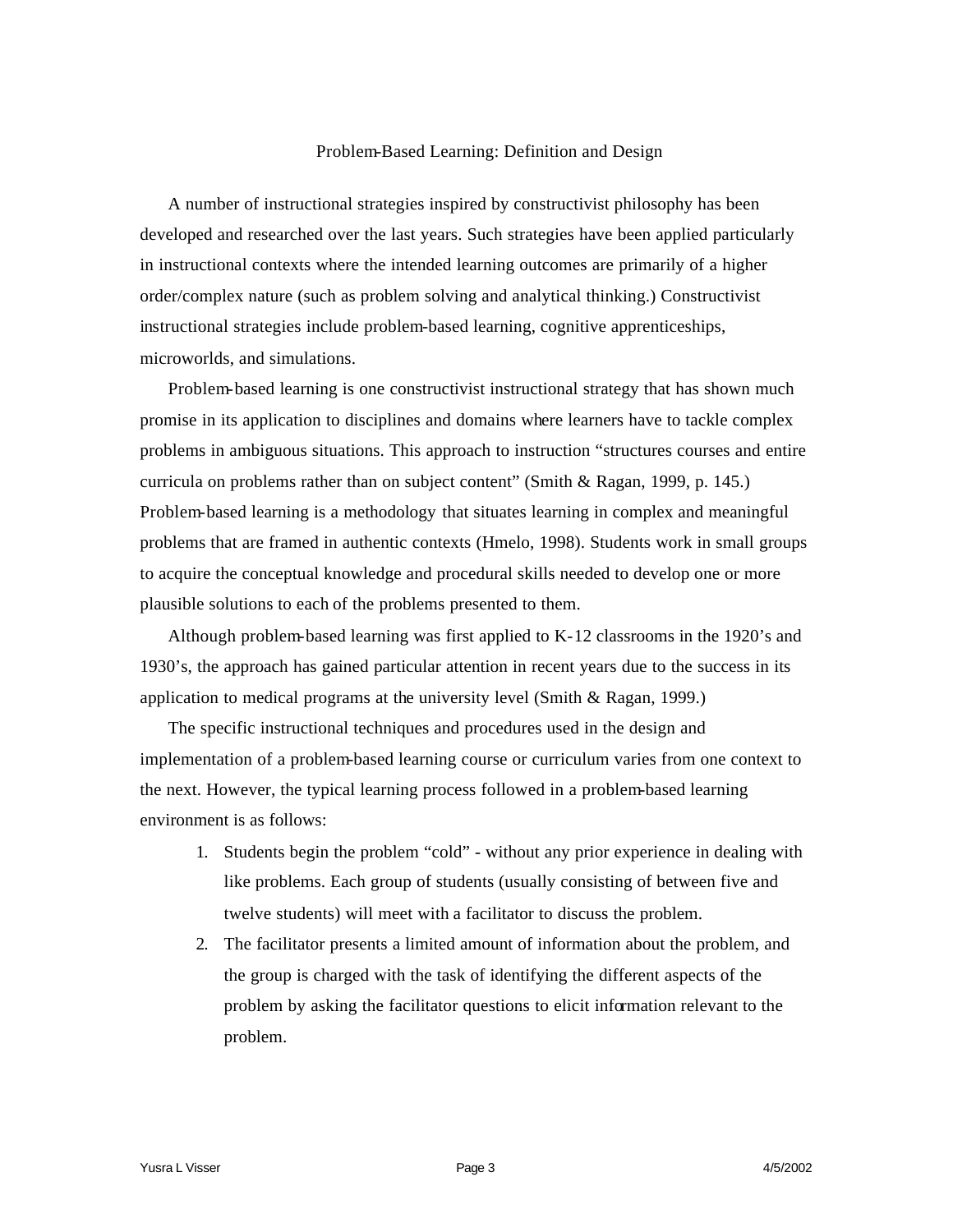## Problem-Based Learning: Definition and Design

A number of instructional strategies inspired by constructivist philosophy has been developed and researched over the last years. Such strategies have been applied particularly in instructional contexts where the intended learning outcomes are primarily of a higher order/complex nature (such as problem solving and analytical thinking.) Constructivist instructional strategies include problem-based learning, cognitive apprenticeships, microworlds, and simulations.

Problem-based learning is one constructivist instructional strategy that has shown much promise in its application to disciplines and domains where learners have to tackle complex problems in ambiguous situations. This approach to instruction "structures courses and entire curricula on problems rather than on subject content" (Smith & Ragan, 1999, p. 145.) Problem-based learning is a methodology that situates learning in complex and meaningful problems that are framed in authentic contexts (Hmelo, 1998). Students work in small groups to acquire the conceptual knowledge and procedural skills needed to develop one or more plausible solutions to each of the problems presented to them.

Although problem-based learning was first applied to K-12 classrooms in the 1920's and 1930's, the approach has gained particular attention in recent years due to the success in its application to medical programs at the university level (Smith & Ragan, 1999.)

The specific instructional techniques and procedures used in the design and implementation of a problem-based learning course or curriculum varies from one context to the next. However, the typical learning process followed in a problem-based learning environment is as follows:

1. Students begin the problem "cold" - without any prior experience in dealing with like problems. Each group of students (usually consisting of between five and twelve students) will meet with a facilitator to discuss the problem.
2. The facilitator presents a limited amount of information about the problem, and the group is charged with the task of identifying the different aspects of the problem by asking the facilitator questions to elicit information relevant to the problem.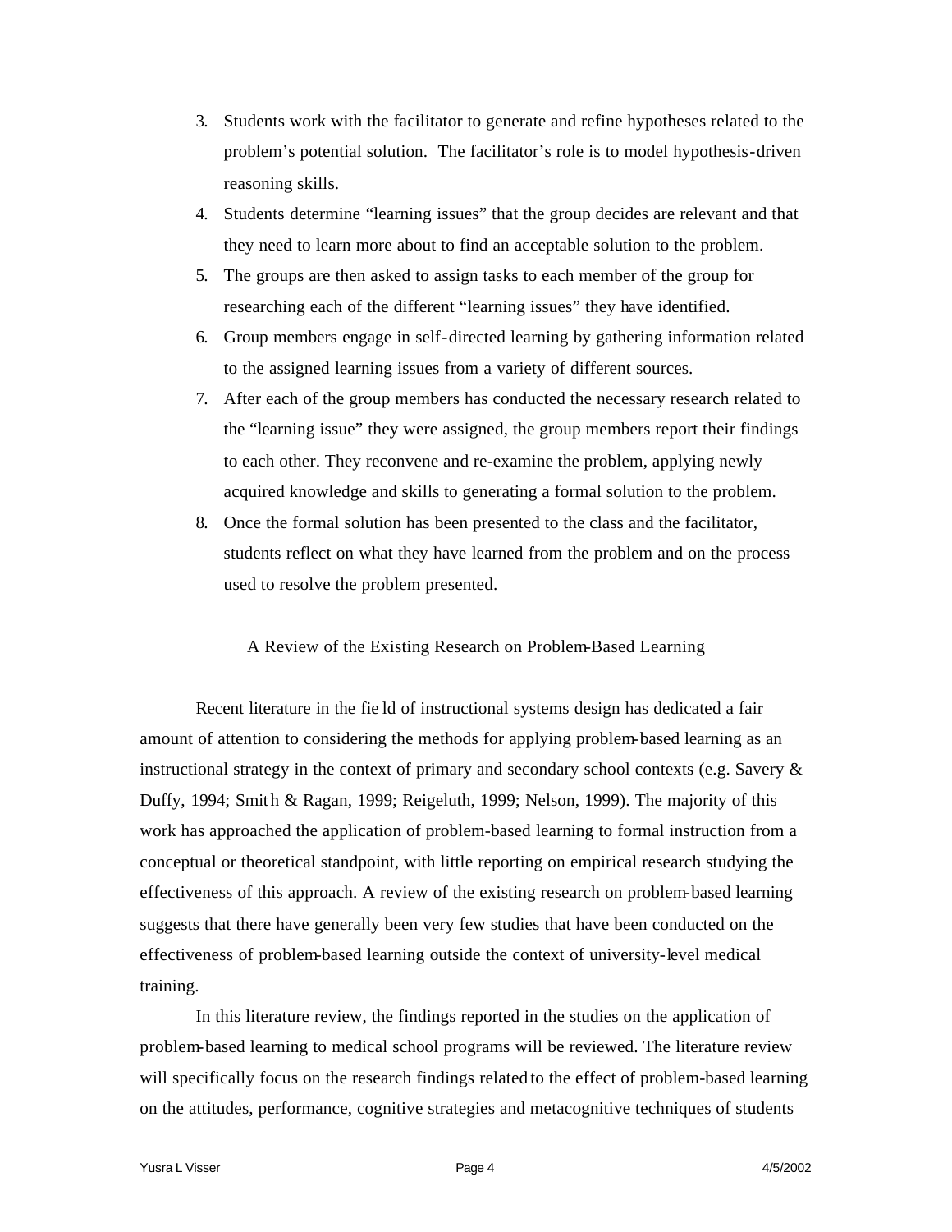3. Students work with the facilitator to generate and refine hypotheses related to the problem's potential solution. The facilitator's role is to model hypothesis-driven reasoning skills.
4. Students determine "learning issues" that the group decides are relevant and that they need to learn more about to find an acceptable solution to the problem.
5. The groups are then asked to assign tasks to each member of the group for researching each of the different "learning issues" they have identified.
6. Group members engage in self-directed learning by gathering information related to the assigned learning issues from a variety of different sources.
7. After each of the group members has conducted the necessary research related to the "learning issue" they were assigned, the group members report their findings to each other. They reconvene and re-examine the problem, applying newly acquired knowledge and skills to generating a formal solution to the problem.
8. Once the formal solution has been presented to the class and the facilitator, students reflect on what they have learned from the problem and on the process used to resolve the problem presented.

## A Review of the Existing Research on Problem-Based Learning

Recent literature in the field of instructional systems design has dedicated a fair amount of attention to considering the methods for applying problem-based learning as an instructional strategy in the context of primary and secondary school contexts (e.g. Savery & Duffy, 1994; Smith & Ragan, 1999; Reigeluth, 1999; Nelson, 1999). The majority of this work has approached the application of problem-based learning to formal instruction from a conceptual or theoretical standpoint, with little reporting on empirical research studying the effectiveness of this approach. A review of the existing research on problem-based learning suggests that there have generally been very few studies that have been conducted on the effectiveness of problem-based learning outside the context of university-level medical training.

In this literature review, the findings reported in the studies on the application of problem-based learning to medical school programs will be reviewed. The literature review will specifically focus on the research findings related to the effect of problem-based learning on the attitudes, performance, cognitive strategies and metacognitive techniques of students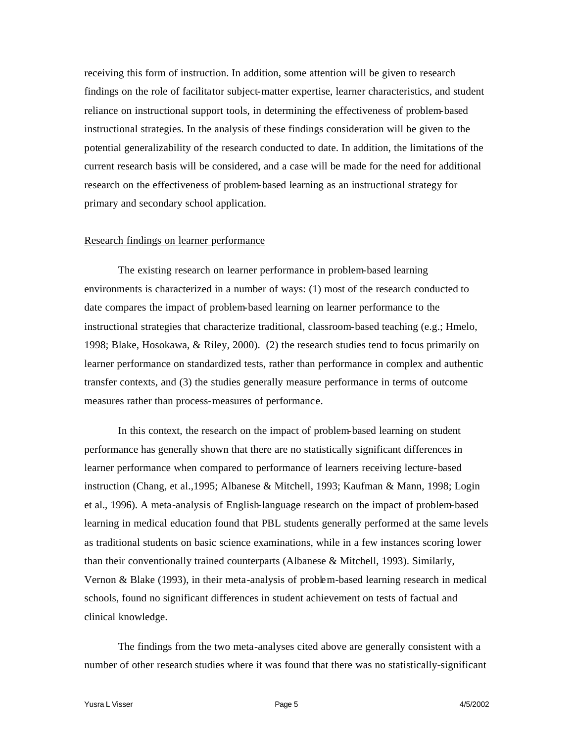receiving this form of instruction. In addition, some attention will be given to research findings on the role of facilitator subject-matter expertise, learner characteristics, and student reliance on instructional support tools, in determining the effectiveness of problem-based instructional strategies. In the analysis of these findings consideration will be given to the potential generalizability of the research conducted to date. In addition, the limitations of the current research basis will be considered, and a case will be made for the need for additional research on the effectiveness of problem-based learning as an instructional strategy for primary and secondary school application.

<u>Research findings on learner performance</u>

The existing research on learner performance in problem-based learning environments is characterized in a number of ways: (1) most of the research conducted to date compares the impact of problem-based learning on learner performance to the instructional strategies that characterize traditional, classroom-based teaching (e.g.; Hmelo, 1998; Blake, Hosokawa, & Riley, 2000). (2) the research studies tend to focus primarily on learner performance on standardized tests, rather than performance in complex and authentic transfer contexts, and (3) the studies generally measure performance in terms of outcome measures rather than process-measures of performance.

In this context, the research on the impact of problem-based learning on student performance has generally shown that there are no statistically significant differences in learner performance when compared to performance of learners receiving lecture-based instruction (Chang, et al.,1995; Albanese & Mitchell, 1993; Kaufman & Mann, 1998; Login et al., 1996). A meta-analysis of English-language research on the impact of problem-based learning in medical education found that PBL students generally performed at the same levels as traditional students on basic science examinations, while in a few instances scoring lower than their conventionally trained counterparts (Albanese & Mitchell, 1993). Similarly, Vernon & Blake (1993), in their meta-analysis of problem-based learning research in medical schools, found no significant differences in student achievement on tests of factual and clinical knowledge.

The findings from the two meta-analyses cited above are generally consistent with a number of other research studies where it was found that there was no statistically-significant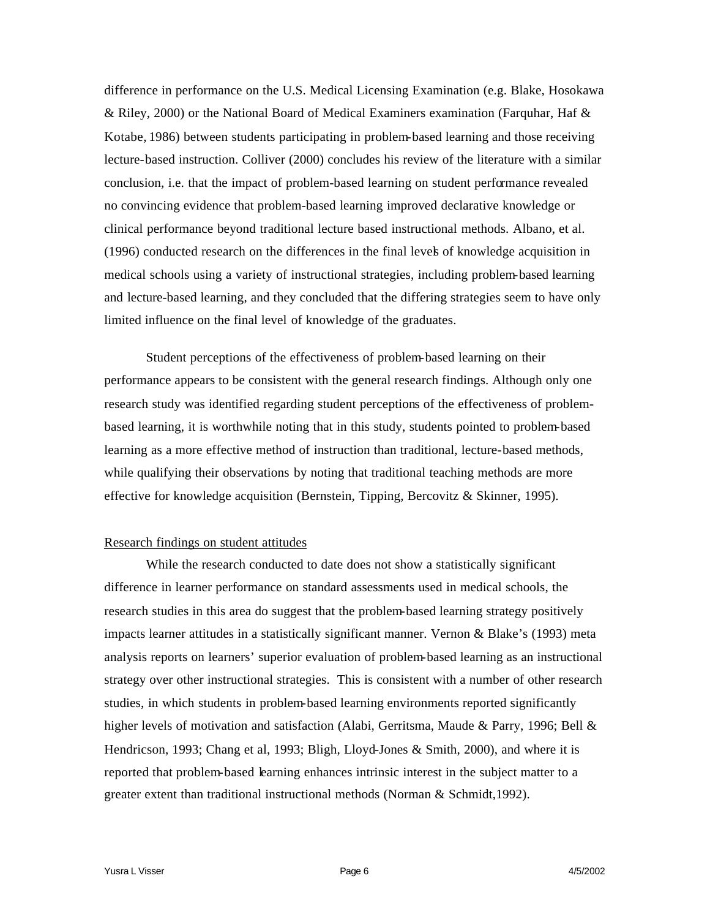difference in performance on the U.S. Medical Licensing Examination (e.g. Blake, Hosokawa & Riley, 2000) or the National Board of Medical Examiners examination (Farquhar, Haf & Kotabe, 1986) between students participating in problem-based learning and those receiving lecture-based instruction. Colliver (2000) concludes his review of the literature with a similar conclusion, i.e. that the impact of problem-based learning on student performance revealed no convincing evidence that problem-based learning improved declarative knowledge or clinical performance beyond traditional lecture based instructional methods. Albano, et al. (1996) conducted research on the differences in the final levels of knowledge acquisition in medical schools using a variety of instructional strategies, including problem-based learning and lecture-based learning, and they concluded that the differing strategies seem to have only limited influence on the final level of knowledge of the graduates.

Student perceptions of the effectiveness of problem-based learning on their performance appears to be consistent with the general research findings. Although only one research study was identified regarding student perceptions of the effectiveness of problem-based learning, it is worthwhile noting that in this study, students pointed to problem-based learning as a more effective method of instruction than traditional, lecture-based methods, while qualifying their observations by noting that traditional teaching methods are more effective for knowledge acquisition (Bernstein, Tipping, Bercovitz & Skinner, 1995).

<u>Research findings on student attitudes</u>

While the research conducted to date does not show a statistically significant difference in learner performance on standard assessments used in medical schools, the research studies in this area do suggest that the problem-based learning strategy positively impacts learner attitudes in a statistically significant manner. Vernon & Blake's (1993) meta analysis reports on learners' superior evaluation of problem-based learning as an instructional strategy over other instructional strategies. This is consistent with a number of other research studies, in which students in problem-based learning environments reported significantly higher levels of motivation and satisfaction (Alabi, Gerritsma, Maude & Parry, 1996; Bell & Hendricson, 1993; Chang et al, 1993; Bligh, Lloyd-Jones & Smith, 2000), and where it is reported that problem-based learning enhances intrinsic interest in the subject matter to a greater extent than traditional instructional methods (Norman & Schmidt, 1992).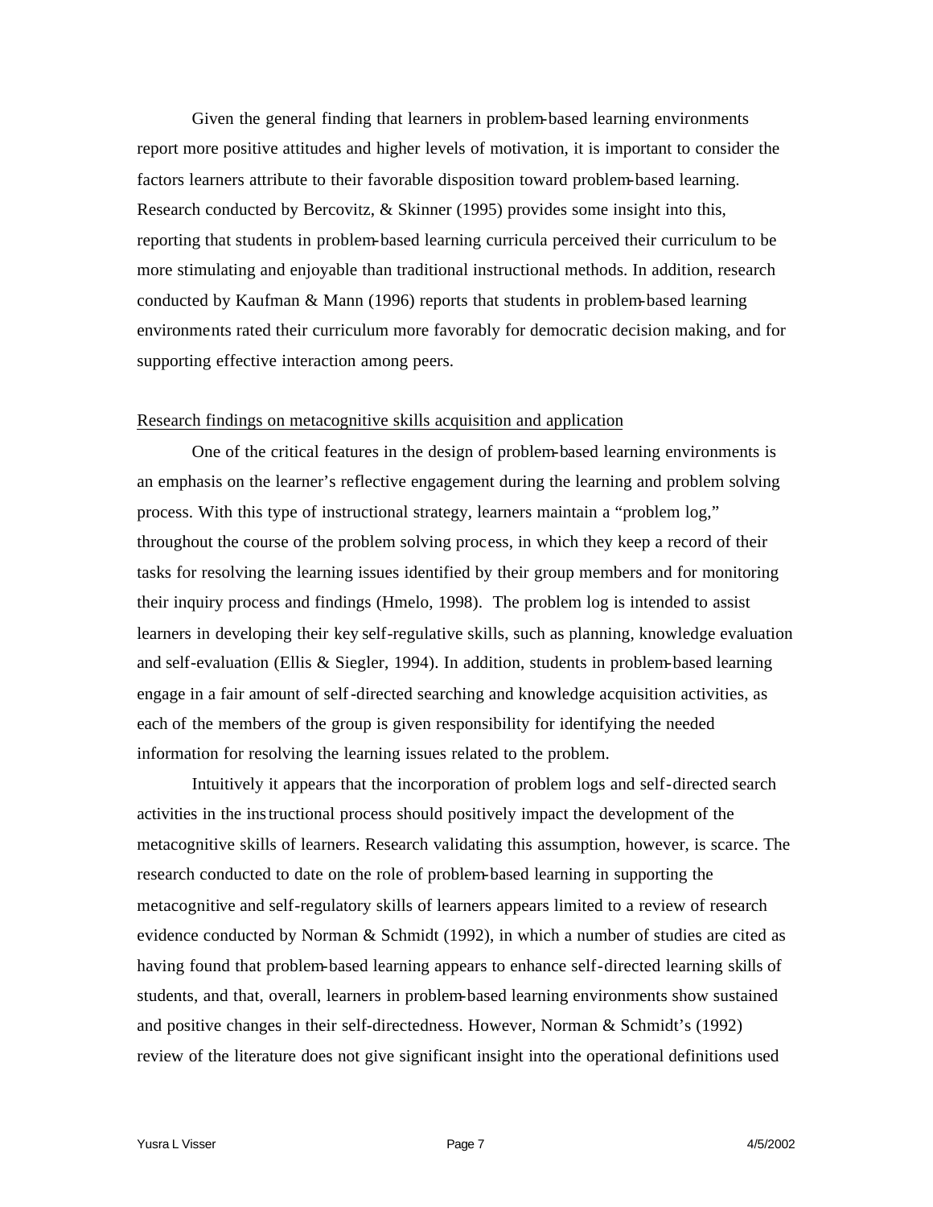Given the general finding that learners in problem-based learning environments report more positive attitudes and higher levels of motivation, it is important to consider the factors learners attribute to their favorable disposition toward problem-based learning. Research conducted by Bercovitz, & Skinner (1995) provides some insight into this, reporting that students in problem-based learning curricula perceived their curriculum to be more stimulating and enjoyable than traditional instructional methods. In addition, research conducted by Kaufman & Mann (1996) reports that students in problem-based learning environments rated their curriculum more favorably for democratic decision making, and for supporting effective interaction among peers.

<u>Research findings on metacognitive skills acquisition and application</u>

One of the critical features in the design of problem-based learning environments is an emphasis on the learner's reflective engagement during the learning and problem solving process. With this type of instructional strategy, learners maintain a "problem log," throughout the course of the problem solving process, in which they keep a record of their tasks for resolving the learning issues identified by their group members and for monitoring their inquiry process and findings (Hmelo, 1998). The problem log is intended to assist learners in developing their key self-regulative skills, such as planning, knowledge evaluation and self-evaluation (Ellis & Siegler, 1994). In addition, students in problem-based learning engage in a fair amount of self-directed searching and knowledge acquisition activities, as each of the members of the group is given responsibility for identifying the needed information for resolving the learning issues related to the problem.

Intuitively it appears that the incorporation of problem logs and self-directed search activities in the instructional process should positively impact the development of the metacognitive skills of learners. Research validating this assumption, however, is scarce. The research conducted to date on the role of problem-based learning in supporting the metacognitive and self-regulatory skills of learners appears limited to a review of research evidence conducted by Norman & Schmidt (1992), in which a number of studies are cited as having found that problem-based learning appears to enhance self-directed learning skills of students, and that, overall, learners in problem-based learning environments show sustained and positive changes in their self-directedness. However, Norman & Schmidt's (1992) review of the literature does not give significant insight into the operational definitions used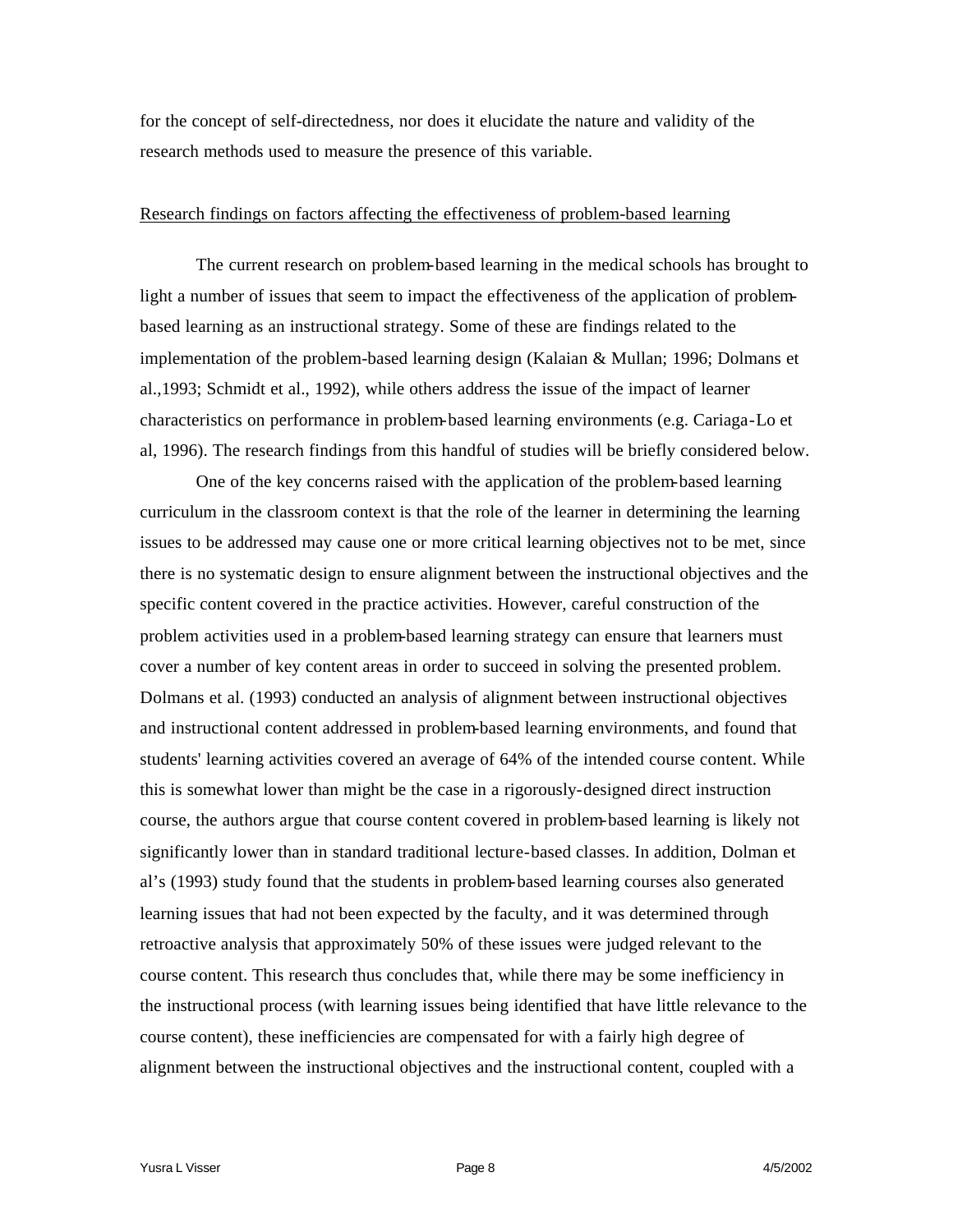for the concept of self-directedness, nor does it elucidate the nature and validity of the research methods used to measure the presence of this variable.

Research findings on factors affecting the effectiveness of problem-based learning

The current research on problem-based learning in the medical schools has brought to light a number of issues that seem to impact the effectiveness of the application of problem-based learning as an instructional strategy. Some of these are findings related to the implementation of the problem-based learning design (Kalaian & Mullan; 1996; Dolmans et al.,1993; Schmidt et al., 1992), while others address the issue of the impact of learner characteristics on performance in problem-based learning environments (e.g. Cariaga-Lo et al, 1996). The research findings from this handful of studies will be briefly considered below.

One of the key concerns raised with the application of the problem-based learning curriculum in the classroom context is that the role of the learner in determining the learning issues to be addressed may cause one or more critical learning objectives not to be met, since there is no systematic design to ensure alignment between the instructional objectives and the specific content covered in the practice activities. However, careful construction of the problem activities used in a problem-based learning strategy can ensure that learners must cover a number of key content areas in order to succeed in solving the presented problem. Dolmans et al. (1993) conducted an analysis of alignment between instructional objectives and instructional content addressed in problem-based learning environments, and found that students' learning activities covered an average of 64% of the intended course content. While this is somewhat lower than might be the case in a rigorously-designed direct instruction course, the authors argue that course content covered in problem-based learning is likely not significantly lower than in standard traditional lecture-based classes. In addition, Dolman et al's (1993) study found that the students in problem-based learning courses also generated learning issues that had not been expected by the faculty, and it was determined through retroactive analysis that approximately 50% of these issues were judged relevant to the course content. This research thus concludes that, while there may be some inefficiency in the instructional process (with learning issues being identified that have little relevance to the course content), these inefficiencies are compensated for with a fairly high degree of alignment between the instructional objectives and the instructional content, coupled with a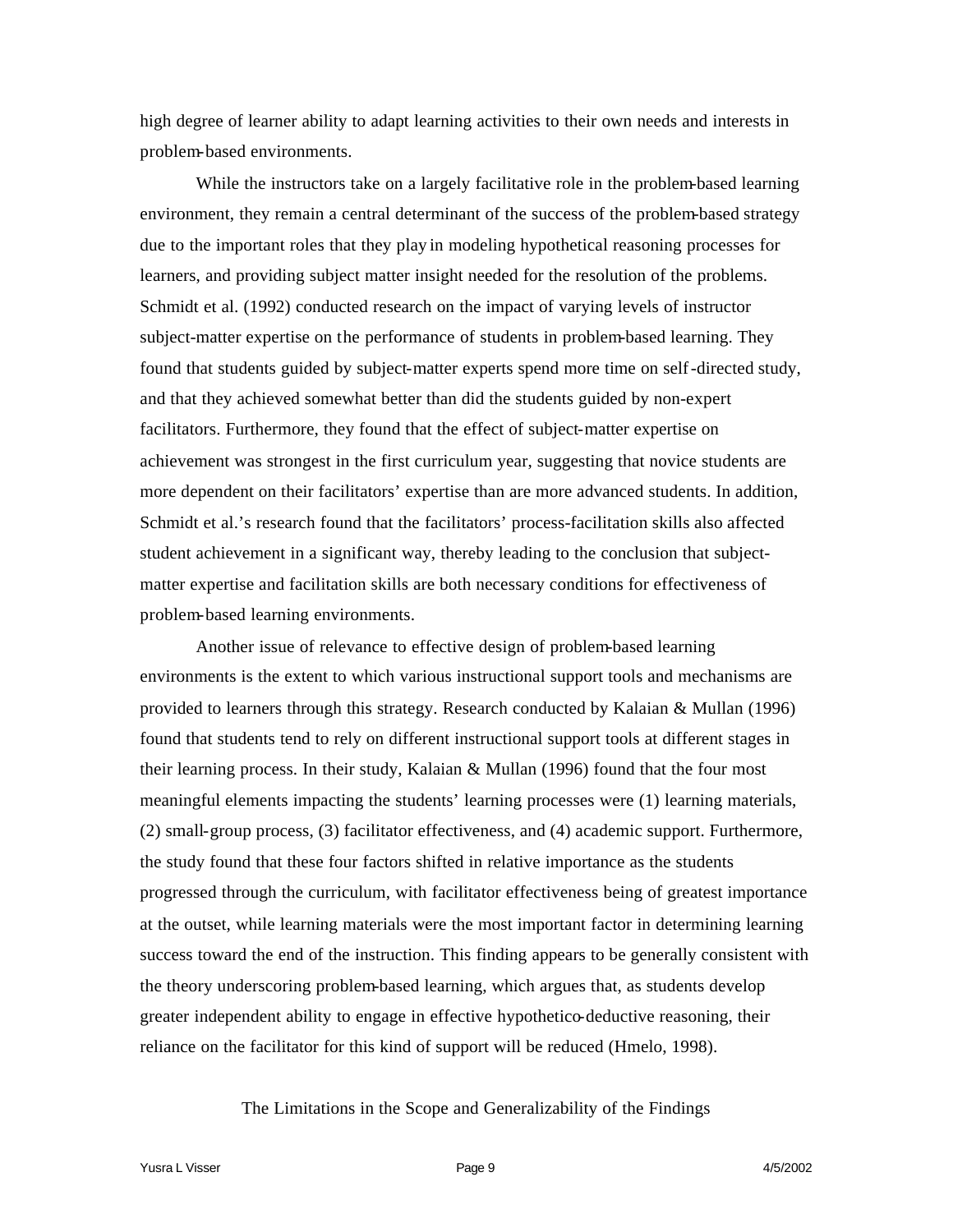high degree of learner ability to adapt learning activities to their own needs and interests in problem-based environments.

While the instructors take on a largely facilitative role in the problem-based learning environment, they remain a central determinant of the success of the problem-based strategy due to the important roles that they play in modeling hypothetical reasoning processes for learners, and providing subject matter insight needed for the resolution of the problems. Schmidt et al. (1992) conducted research on the impact of varying levels of instructor subject-matter expertise on the performance of students in problem-based learning. They found that students guided by subject-matter experts spend more time on self-directed study, and that they achieved somewhat better than did the students guided by non-expert facilitators. Furthermore, they found that the effect of subject-matter expertise on achievement was strongest in the first curriculum year, suggesting that novice students are more dependent on their facilitators' expertise than are more advanced students. In addition, Schmidt et al.'s research found that the facilitators' process-facilitation skills also affected student achievement in a significant way, thereby leading to the conclusion that subject-matter expertise and facilitation skills are both necessary conditions for effectiveness of problem-based learning environments.

Another issue of relevance to effective design of problem-based learning environments is the extent to which various instructional support tools and mechanisms are provided to learners through this strategy. Research conducted by Kalaian & Mullan (1996) found that students tend to rely on different instructional support tools at different stages in their learning process. In their study, Kalaian & Mullan (1996) found that the four most meaningful elements impacting the students' learning processes were (1) learning materials, (2) small-group process, (3) facilitator effectiveness, and (4) academic support. Furthermore, the study found that these four factors shifted in relative importance as the students progressed through the curriculum, with facilitator effectiveness being of greatest importance at the outset, while learning materials were the most important factor in determining learning success toward the end of the instruction. This finding appears to be generally consistent with the theory underscoring problem-based learning, which argues that, as students develop greater independent ability to engage in effective hypothetico-deductive reasoning, their reliance on the facilitator for this kind of support will be reduced (Hmelo, 1998).

## The Limitations in the Scope and Generalizability of the Findings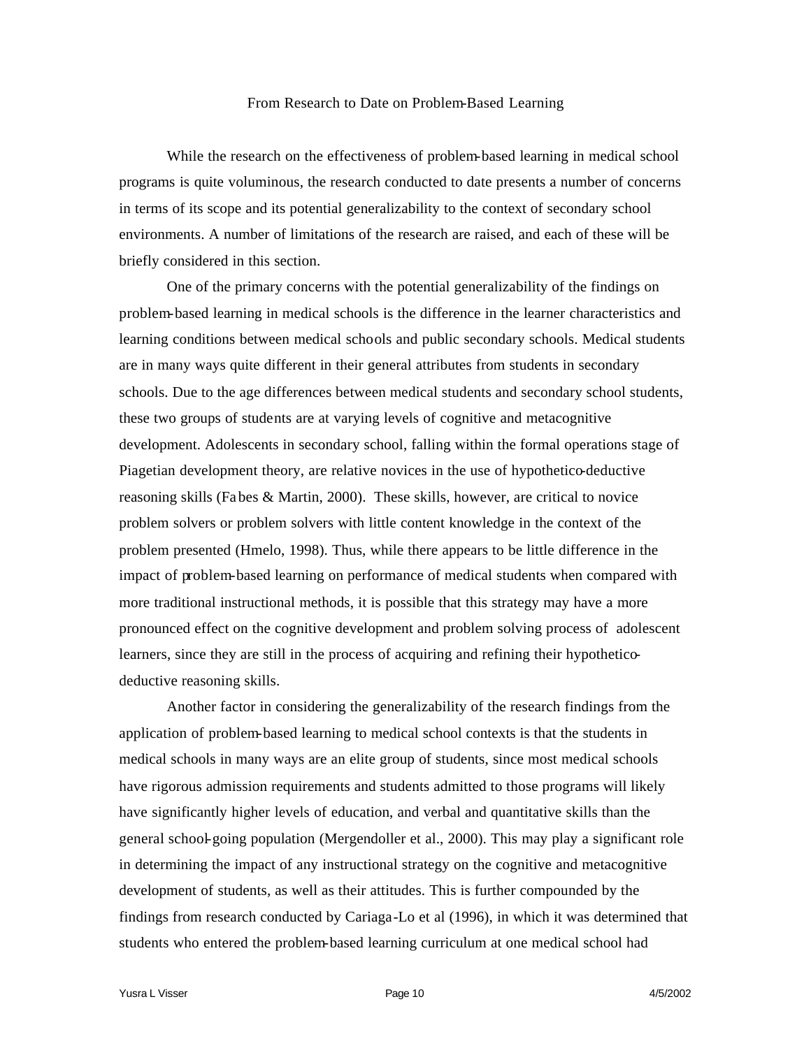## From Research to Date on Problem-Based Learning

While the research on the effectiveness of problem-based learning in medical school programs is quite voluminous, the research conducted to date presents a number of concerns in terms of its scope and its potential generalizability to the context of secondary school environments. A number of limitations of the research are raised, and each of these will be briefly considered in this section.

One of the primary concerns with the potential generalizability of the findings on problem-based learning in medical schools is the difference in the learner characteristics and learning conditions between medical schools and public secondary schools. Medical students are in many ways quite different in their general attributes from students in secondary schools. Due to the age differences between medical students and secondary school students, these two groups of students are at varying levels of cognitive and metacognitive development. Adolescents in secondary school, falling within the formal operations stage of Piagetian development theory, are relative novices in the use of hypothetico-deductive reasoning skills (Fabes & Martin, 2000). These skills, however, are critical to novice problem solvers or problem solvers with little content knowledge in the context of the problem presented (Hmelo, 1998). Thus, while there appears to be little difference in the impact of problem-based learning on performance of medical students when compared with more traditional instructional methods, it is possible that this strategy may have a more pronounced effect on the cognitive development and problem solving process of adolescent learners, since they are still in the process of acquiring and refining their hypothetico-deductive reasoning skills.

Another factor in considering the generalizability of the research findings from the application of problem-based learning to medical school contexts is that the students in medical schools in many ways are an elite group of students, since most medical schools have rigorous admission requirements and students admitted to those programs will likely have significantly higher levels of education, and verbal and quantitative skills than the general school-going population (Mergendoller et al., 2000). This may play a significant role in determining the impact of any instructional strategy on the cognitive and metacognitive development of students, as well as their attitudes. This is further compounded by the findings from research conducted by Cariaga-Lo et al (1996), in which it was determined that students who entered the problem-based learning curriculum at one medical school had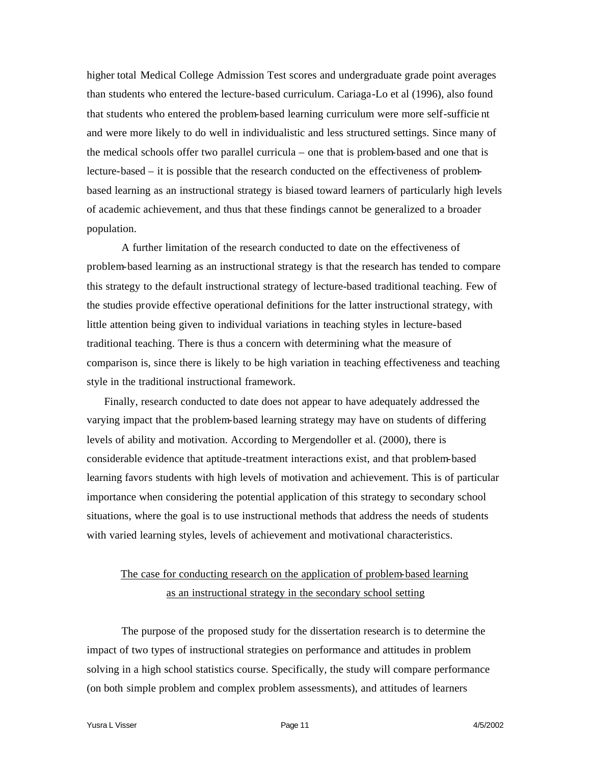higher total Medical College Admission Test scores and undergraduate grade point averages than students who entered the lecture-based curriculum. Cariaga-Lo et al (1996), also found that students who entered the problem-based learning curriculum were more self-sufficient and were more likely to do well in individualistic and less structured settings. Since many of the medical schools offer two parallel curricula – one that is problem-based and one that is lecture-based – it is possible that the research conducted on the effectiveness of problem-based learning as an instructional strategy is biased toward learners of particularly high levels of academic achievement, and thus that these findings cannot be generalized to a broader population.

A further limitation of the research conducted to date on the effectiveness of problem-based learning as an instructional strategy is that the research has tended to compare this strategy to the default instructional strategy of lecture-based traditional teaching. Few of the studies provide effective operational definitions for the latter instructional strategy, with little attention being given to individual variations in teaching styles in lecture-based traditional teaching. There is thus a concern with determining what the measure of comparison is, since there is likely to be high variation in teaching effectiveness and teaching style in the traditional instructional framework.

Finally, research conducted to date does not appear to have adequately addressed the varying impact that the problem-based learning strategy may have on students of differing levels of ability and motivation. According to Mergendoller et al. (2000), there is considerable evidence that aptitude-treatment interactions exist, and that problem-based learning favors students with high levels of motivation and achievement. This is of particular importance when considering the potential application of this strategy to secondary school situations, where the goal is to use instructional methods that address the needs of students with varied learning styles, levels of achievement and motivational characteristics.

## The case for conducting research on the application of problem-based learning as an instructional strategy in the secondary school setting

The purpose of the proposed study for the dissertation research is to determine the impact of two types of instructional strategies on performance and attitudes in problem solving in a high school statistics course. Specifically, the study will compare performance (on both simple problem and complex problem assessments), and attitudes of learners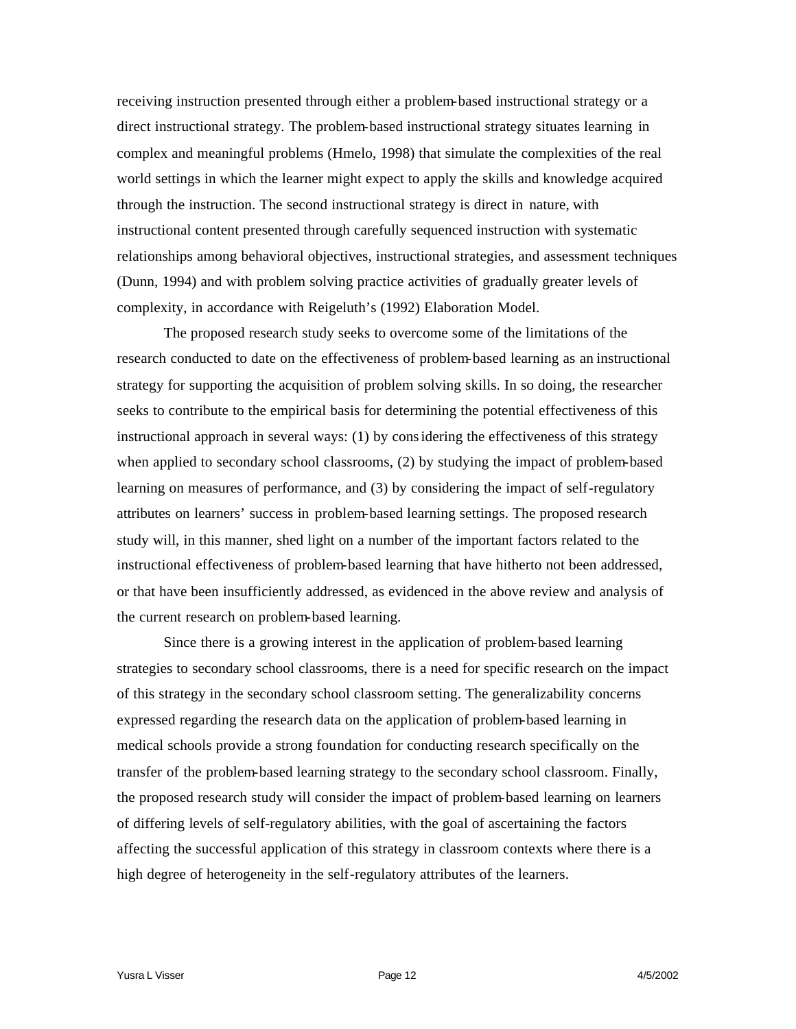receiving instruction presented through either a problem-based instructional strategy or a direct instructional strategy. The problem-based instructional strategy situates learning in complex and meaningful problems (Hmelo, 1998) that simulate the complexities of the real world settings in which the learner might expect to apply the skills and knowledge acquired through the instruction. The second instructional strategy is direct in nature, with instructional content presented through carefully sequenced instruction with systematic relationships among behavioral objectives, instructional strategies, and assessment techniques (Dunn, 1994) and with problem solving practice activities of gradually greater levels of complexity, in accordance with Reigeluth's (1992) Elaboration Model.

The proposed research study seeks to overcome some of the limitations of the research conducted to date on the effectiveness of problem-based learning as an instructional strategy for supporting the acquisition of problem solving skills. In so doing, the researcher seeks to contribute to the empirical basis for determining the potential effectiveness of this instructional approach in several ways: (1) by considering the effectiveness of this strategy when applied to secondary school classrooms, (2) by studying the impact of problem-based learning on measures of performance, and (3) by considering the impact of self-regulatory attributes on learners' success in problem-based learning settings. The proposed research study will, in this manner, shed light on a number of the important factors related to the instructional effectiveness of problem-based learning that have hitherto not been addressed, or that have been insufficiently addressed, as evidenced in the above review and analysis of the current research on problem-based learning.

Since there is a growing interest in the application of problem-based learning strategies to secondary school classrooms, there is a need for specific research on the impact of this strategy in the secondary school classroom setting. The generalizability concerns expressed regarding the research data on the application of problem-based learning in medical schools provide a strong foundation for conducting research specifically on the transfer of the problem-based learning strategy to the secondary school classroom. Finally, the proposed research study will consider the impact of problem-based learning on learners of differing levels of self-regulatory abilities, with the goal of ascertaining the factors affecting the successful application of this strategy in classroom contexts where there is a high degree of heterogeneity in the self-regulatory attributes of the learners.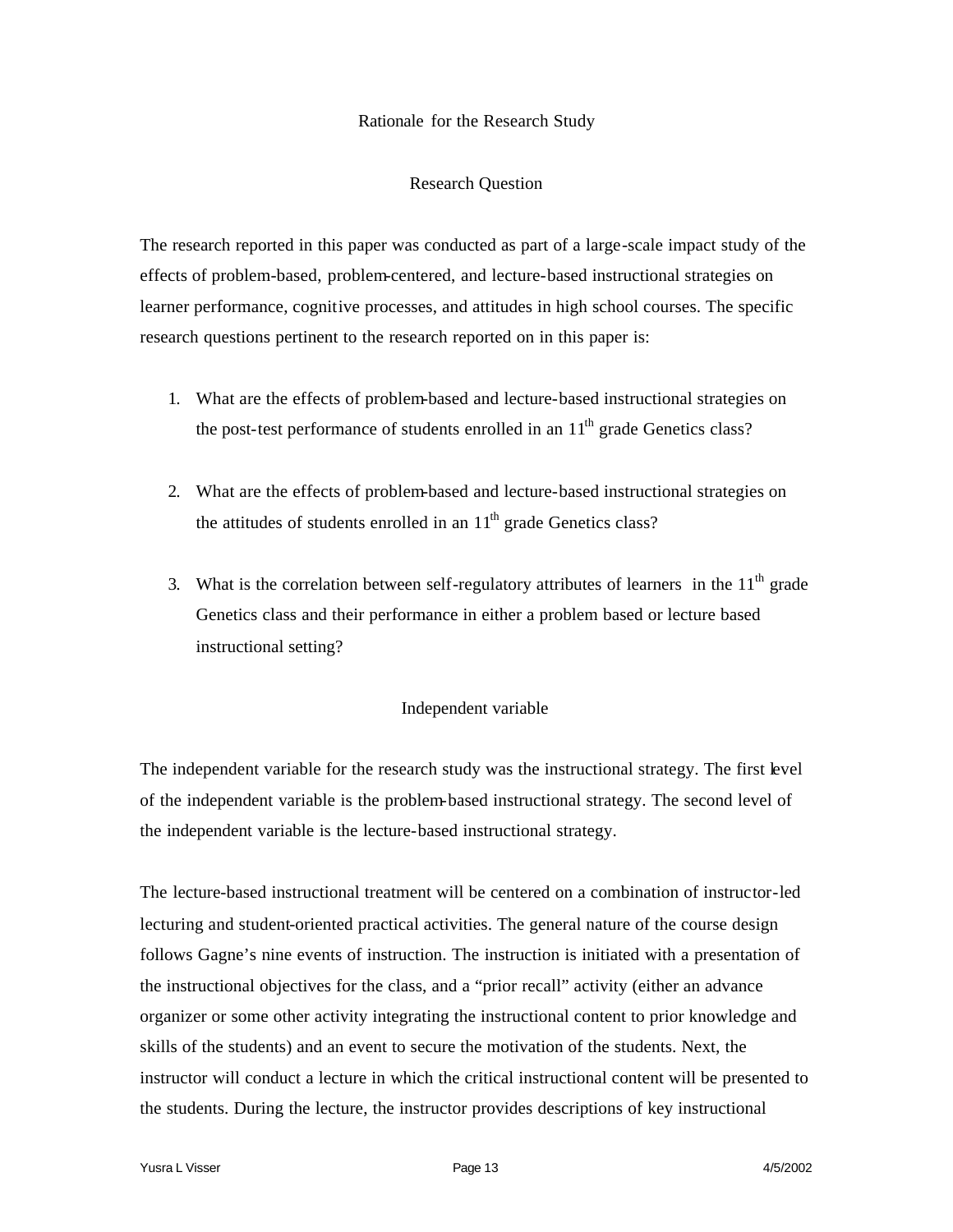## Rationale for the Research Study

### Research Question

The research reported in this paper was conducted as part of a large-scale impact study of the effects of problem-based, problem-centered, and lecture-based instructional strategies on learner performance, cognitive processes, and attitudes in high school courses. The specific research questions pertinent to the research reported on in this paper is:

1. What are the effects of problem-based and lecture-based instructional strategies on the post-test performance of students enrolled in an 11th grade Genetics class?

2. What are the effects of problem-based and lecture-based instructional strategies on the attitudes of students enrolled in an 11th grade Genetics class?

3. What is the correlation between self-regulatory attributes of learners in the 11th grade Genetics class and their performance in either a problem based or lecture based instructional setting?

### Independent variable

The independent variable for the research study was the instructional strategy. The first level of the independent variable is the problem-based instructional strategy. The second level of the independent variable is the lecture-based instructional strategy.

The lecture-based instructional treatment will be centered on a combination of instructor-led lecturing and student-oriented practical activities. The general nature of the course design follows Gagne's nine events of instruction. The instruction is initiated with a presentation of the instructional objectives for the class, and a "prior recall" activity (either an advance organizer or some other activity integrating the instructional content to prior knowledge and skills of the students) and an event to secure the motivation of the students. Next, the instructor will conduct a lecture in which the critical instructional content will be presented to the students. During the lecture, the instructor provides descriptions of key instructional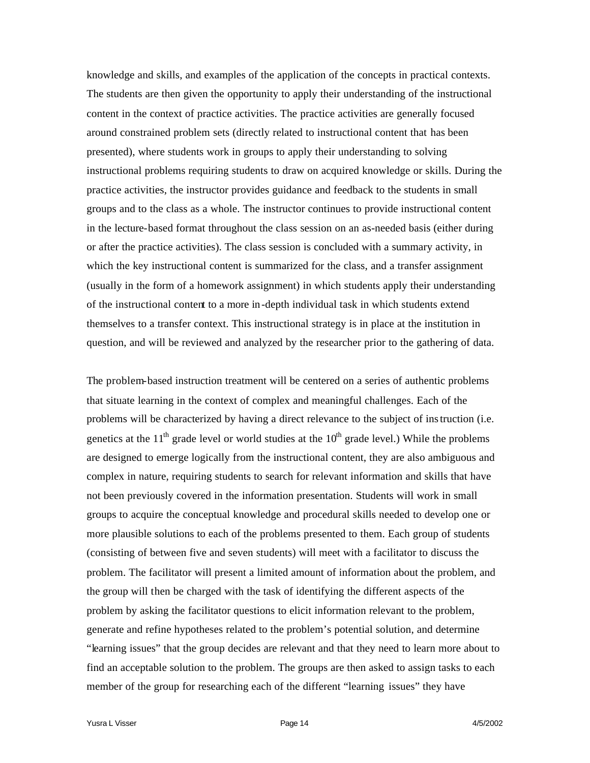knowledge and skills, and examples of the application of the concepts in practical contexts. The students are then given the opportunity to apply their understanding of the instructional content in the context of practice activities. The practice activities are generally focused around constrained problem sets (directly related to instructional content that has been presented), where students work in groups to apply their understanding to solving instructional problems requiring students to draw on acquired knowledge or skills. During the practice activities, the instructor provides guidance and feedback to the students in small groups and to the class as a whole. The instructor continues to provide instructional content in the lecture-based format throughout the class session on an as-needed basis (either during or after the practice activities). The class session is concluded with a summary activity, in which the key instructional content is summarized for the class, and a transfer assignment (usually in the form of a homework assignment) in which students apply their understanding of the instructional content to a more in-depth individual task in which students extend themselves to a transfer context. This instructional strategy is in place at the institution in question, and will be reviewed and analyzed by the researcher prior to the gathering of data.

The problem-based instruction treatment will be centered on a series of authentic problems that situate learning in the context of complex and meaningful challenges. Each of the problems will be characterized by having a direct relevance to the subject of instruction (i.e. genetics at the 11th grade level or world studies at the 10th grade level.) While the problems are designed to emerge logically from the instructional content, they are also ambiguous and complex in nature, requiring students to search for relevant information and skills that have not been previously covered in the information presentation. Students will work in small groups to acquire the conceptual knowledge and procedural skills needed to develop one or more plausible solutions to each of the problems presented to them. Each group of students (consisting of between five and seven students) will meet with a facilitator to discuss the problem. The facilitator will present a limited amount of information about the problem, and the group will then be charged with the task of identifying the different aspects of the problem by asking the facilitator questions to elicit information relevant to the problem, generate and refine hypotheses related to the problem's potential solution, and determine "learning issues" that the group decides are relevant and that they need to learn more about to find an acceptable solution to the problem. The groups are then asked to assign tasks to each member of the group for researching each of the different "learning issues" they have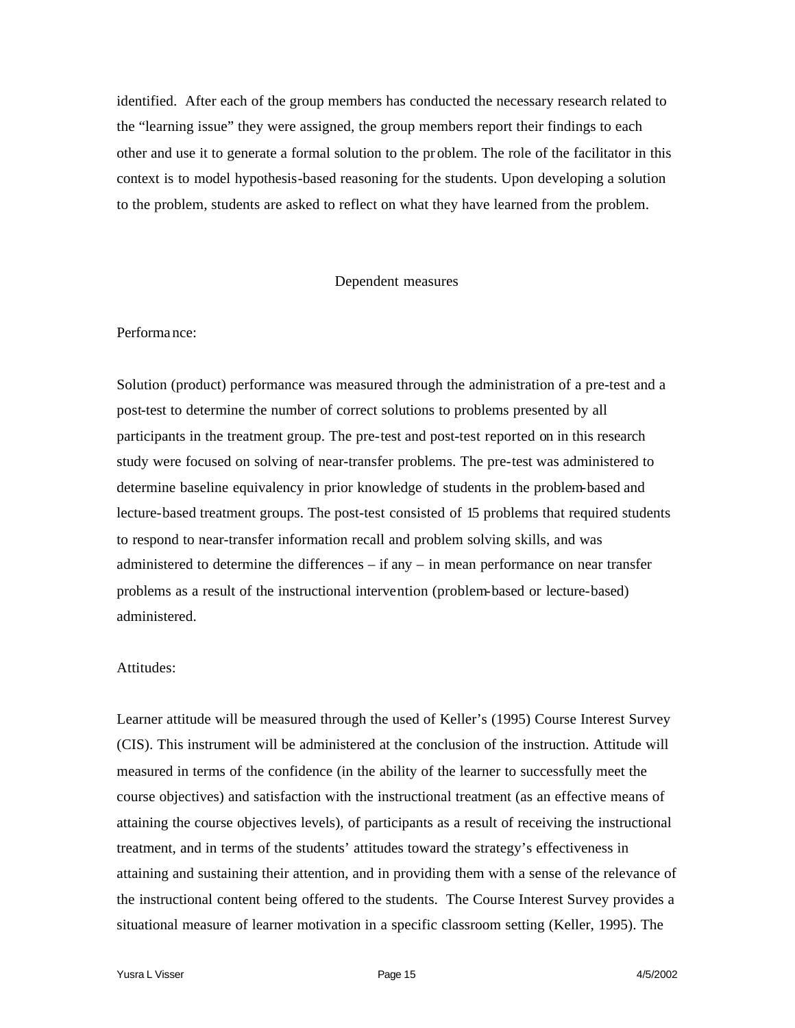identified. After each of the group members has conducted the necessary research related to the "learning issue" they were assigned, the group members report their findings to each other and use it to generate a formal solution to the problem. The role of the facilitator in this context is to model hypothesis-based reasoning for the students. Upon developing a solution to the problem, students are asked to reflect on what they have learned from the problem.

## Dependent measures

### Performance:

Solution (product) performance was measured through the administration of a pre-test and a post-test to determine the number of correct solutions to problems presented by all participants in the treatment group. The pre-test and post-test reported on in this research study were focused on solving of near-transfer problems. The pre-test was administered to determine baseline equivalency in prior knowledge of students in the problem-based and lecture-based treatment groups. The post-test consisted of 15 problems that required students to respond to near-transfer information recall and problem solving skills, and was administered to determine the differences – if any – in mean performance on near transfer problems as a result of the instructional intervention (problem-based or lecture-based) administered.

### Attitudes:

Learner attitude will be measured through the used of Keller's (1995) Course Interest Survey (CIS). This instrument will be administered at the conclusion of the instruction. Attitude will measured in terms of the confidence (in the ability of the learner to successfully meet the course objectives) and satisfaction with the instructional treatment (as an effective means of attaining the course objectives levels), of participants as a result of receiving the instructional treatment, and in terms of the students' attitudes toward the strategy's effectiveness in attaining and sustaining their attention, and in providing them with a sense of the relevance of the instructional content being offered to the students. The Course Interest Survey provides a situational measure of learner motivation in a specific classroom setting (Keller, 1995). The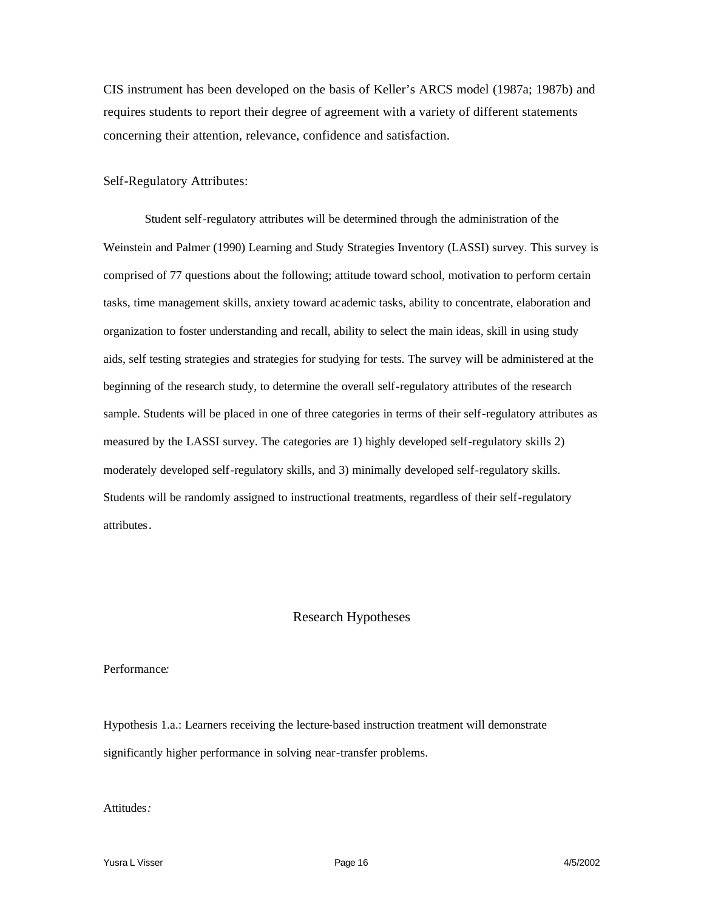CIS instrument has been developed on the basis of Keller's ARCS model (1987a; 1987b) and requires students to report their degree of agreement with a variety of different statements concerning their attention, relevance, confidence and satisfaction.

Self-Regulatory Attributes:

Student self-regulatory attributes will be determined through the administration of the Weinstein and Palmer (1990) Learning and Study Strategies Inventory (LASSI) survey. This survey is comprised of 77 questions about the following; attitude toward school, motivation to perform certain tasks, time management skills, anxiety toward academic tasks, ability to concentrate, elaboration and organization to foster understanding and recall, ability to select the main ideas, skill in using study aids, self testing strategies and strategies for studying for tests. The survey will be administered at the beginning of the research study, to determine the overall self-regulatory attributes of the research sample. Students will be placed in one of three categories in terms of their self-regulatory attributes as measured by the LASSI survey. The categories are 1) highly developed self-regulatory skills 2) moderately developed self-regulatory skills, and 3) minimally developed self-regulatory skills. Students will be randomly assigned to instructional treatments, regardless of their self-regulatory attributes.

## Research Hypotheses

*Performance:*

Hypothesis 1.a.: Learners receiving the lecture-based instruction treatment will demonstrate significantly higher performance in solving near-transfer problems.

*Attitudes:*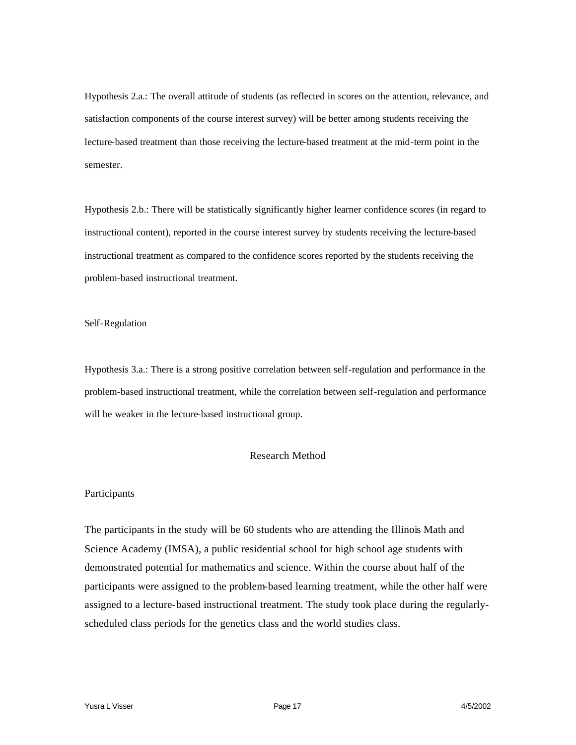Hypothesis 2.a.: The overall attitude of students (as reflected in scores on the attention, relevance, and satisfaction components of the course interest survey) will be better among students receiving the lecture-based treatment than those receiving the lecture-based treatment at the mid-term point in the semester.

Hypothesis 2.b.: There will be statistically significantly higher learner confidence scores (in regard to instructional content), reported in the course interest survey by students receiving the lecture-based instructional treatment as compared to the confidence scores reported by the students receiving the problem-based instructional treatment.

### Self-Regulation

Hypothesis 3.a.: There is a strong positive correlation between self-regulation and performance in the problem-based instructional treatment, while the correlation between self-regulation and performance will be weaker in the lecture-based instructional group.

## Research Method

### Participants

The participants in the study will be 60 students who are attending the Illinois Math and Science Academy (IMSA), a public residential school for high school age students with demonstrated potential for mathematics and science. Within the course about half of the participants were assigned to the problem-based learning treatment, while the other half were assigned to a lecture-based instructional treatment. The study took place during the regularly-scheduled class periods for the genetics class and the world studies class.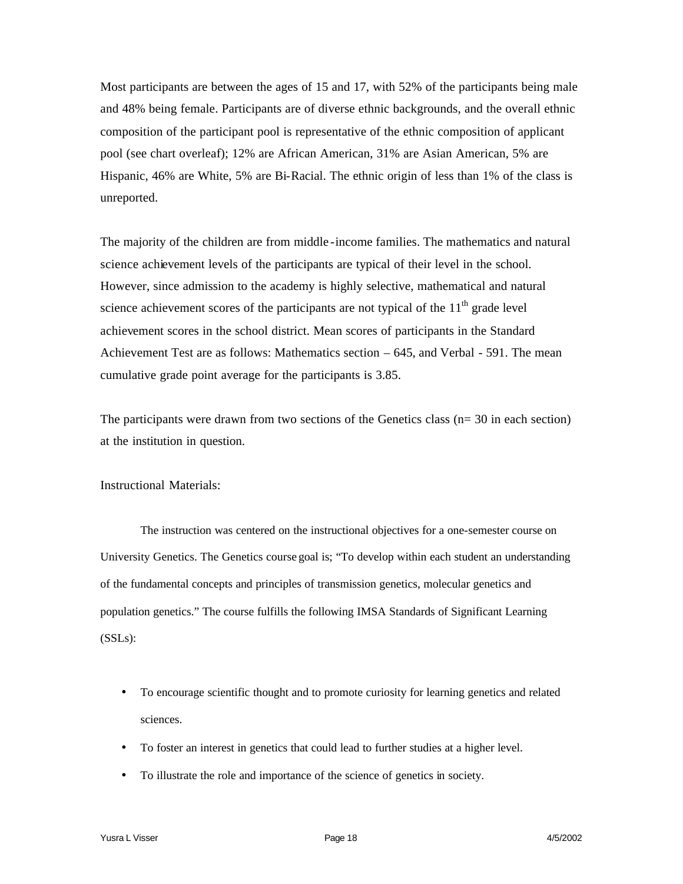Most participants are between the ages of 15 and 17, with 52% of the participants being male and 48% being female. Participants are of diverse ethnic backgrounds, and the overall ethnic composition of the participant pool is representative of the ethnic composition of applicant pool (see chart overleaf); 12% are African American, 31% are Asian American, 5% are Hispanic, 46% are White, 5% are Bi-Racial. The ethnic origin of less than 1% of the class is unreported.

The majority of the children are from middle-income families. The mathematics and natural science achievement levels of the participants are typical of their level in the school. However, since admission to the academy is highly selective, mathematical and natural science achievement scores of the participants are not typical of the $11^{th}$ grade level achievement scores in the school district. Mean scores of participants in the Standard Achievement Test are as follows: Mathematics section – 645, and Verbal - 591. The mean cumulative grade point average for the participants is 3.85.

The participants were drawn from two sections of the Genetics class (n= 30 in each section) at the institution in question.

Instructional Materials:

The instruction was centered on the instructional objectives for a one-semester course on University Genetics. The Genetics course goal is; "To develop within each student an understanding of the fundamental concepts and principles of transmission genetics, molecular genetics and population genetics." The course fulfills the following IMSA Standards of Significant Learning (SSLs):

- To encourage scientific thought and to promote curiosity for learning genetics and related sciences.
- To foster an interest in genetics that could lead to further studies at a higher level.
- To illustrate the role and importance of the science of genetics in society.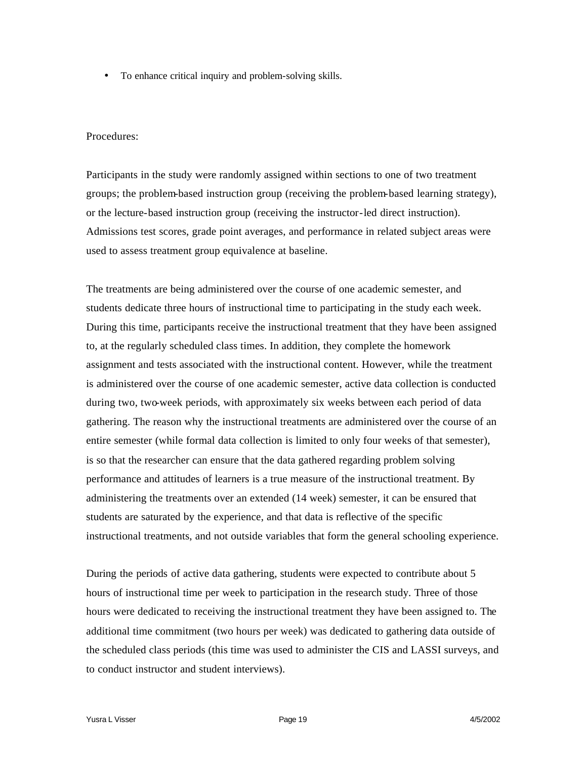- To enhance critical inquiry and problem-solving skills.

Procedures:

Participants in the study were randomly assigned within sections to one of two treatment groups; the problem-based instruction group (receiving the problem-based learning strategy), or the lecture-based instruction group (receiving the instructor-led direct instruction). Admissions test scores, grade point averages, and performance in related subject areas were used to assess treatment group equivalence at baseline.

The treatments are being administered over the course of one academic semester, and students dedicate three hours of instructional time to participating in the study each week. During this time, participants receive the instructional treatment that they have been assigned to, at the regularly scheduled class times. In addition, they complete the homework assignment and tests associated with the instructional content. However, while the treatment is administered over the course of one academic semester, active data collection is conducted during two, two-week periods, with approximately six weeks between each period of data gathering. The reason why the instructional treatments are administered over the course of an entire semester (while formal data collection is limited to only four weeks of that semester), is so that the researcher can ensure that the data gathered regarding problem solving performance and attitudes of learners is a true measure of the instructional treatment. By administering the treatments over an extended (14 week) semester, it can be ensured that students are saturated by the experience, and that data is reflective of the specific instructional treatments, and not outside variables that form the general schooling experience.

During the periods of active data gathering, students were expected to contribute about 5 hours of instructional time per week to participation in the research study. Three of those hours were dedicated to receiving the instructional treatment they have been assigned to. The additional time commitment (two hours per week) was dedicated to gathering data outside of the scheduled class periods (this time was used to administer the CIS and LASSI surveys, and to conduct instructor and student interviews).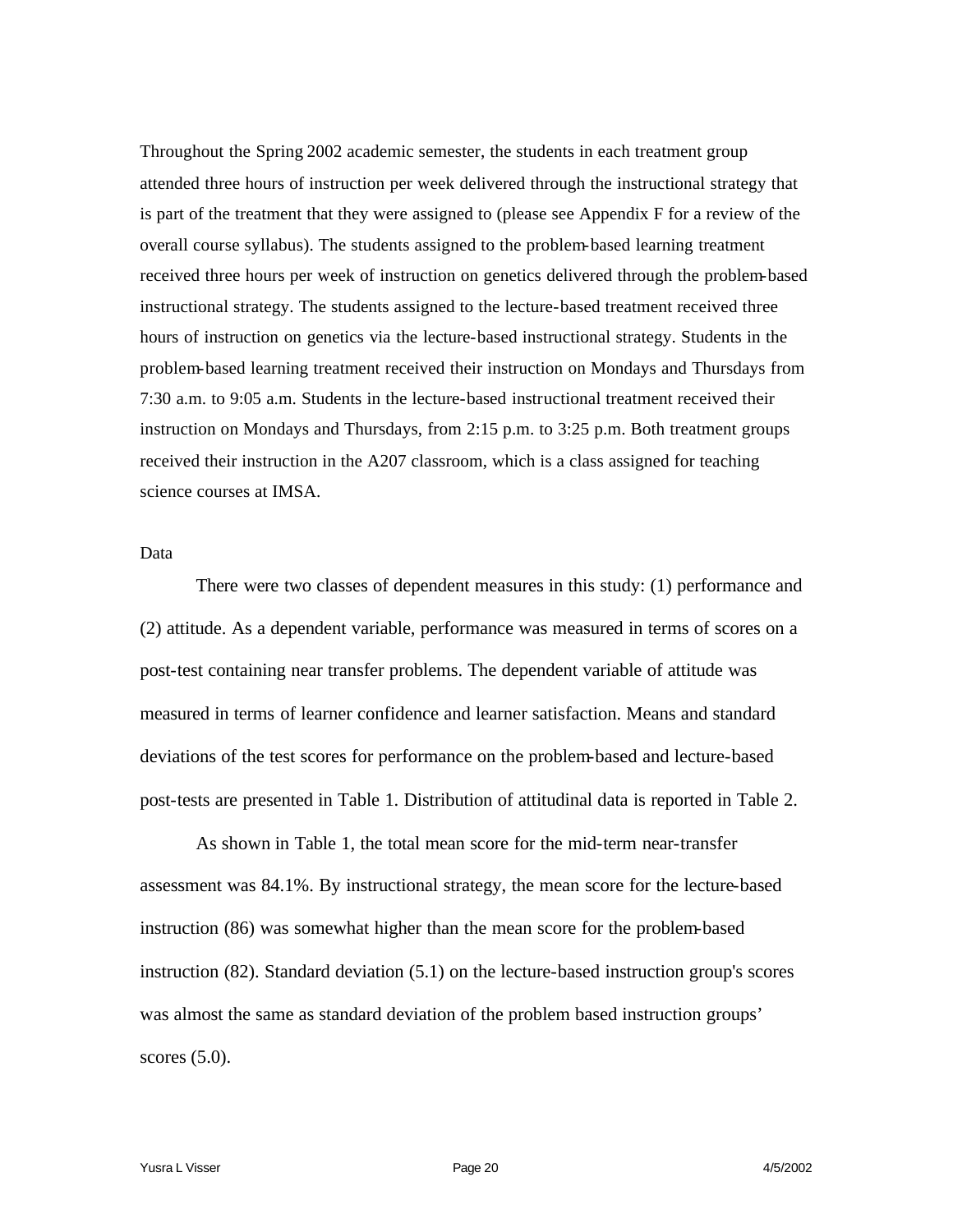Throughout the Spring 2002 academic semester, the students in each treatment group attended three hours of instruction per week delivered through the instructional strategy that is part of the treatment that they were assigned to (please see Appendix F for a review of the overall course syllabus). The students assigned to the problem-based learning treatment received three hours per week of instruction on genetics delivered through the problem-based instructional strategy. The students assigned to the lecture-based treatment received three hours of instruction on genetics via the lecture-based instructional strategy. Students in the problem-based learning treatment received their instruction on Mondays and Thursdays from 7:30 a.m. to 9:05 a.m. Students in the lecture-based instructional treatment received their instruction on Mondays and Thursdays, from 2:15 p.m. to 3:25 p.m. Both treatment groups received their instruction in the A207 classroom, which is a class assigned for teaching science courses at IMSA.

## Data

There were two classes of dependent measures in this study: (1) performance and (2) attitude. As a dependent variable, performance was measured in terms of scores on a post-test containing near transfer problems. The dependent variable of attitude was measured in terms of learner confidence and learner satisfaction. Means and standard deviations of the test scores for performance on the problem-based and lecture-based post-tests are presented in Table 1. Distribution of attitudinal data is reported in Table 2.

As shown in Table 1, the total mean score for the mid-term near-transfer assessment was 84.1%. By instructional strategy, the mean score for the lecture-based instruction (86) was somewhat higher than the mean score for the problem-based instruction (82). Standard deviation (5.1) on the lecture-based instruction group's scores was almost the same as standard deviation of the problem based instruction groups' scores (5.0).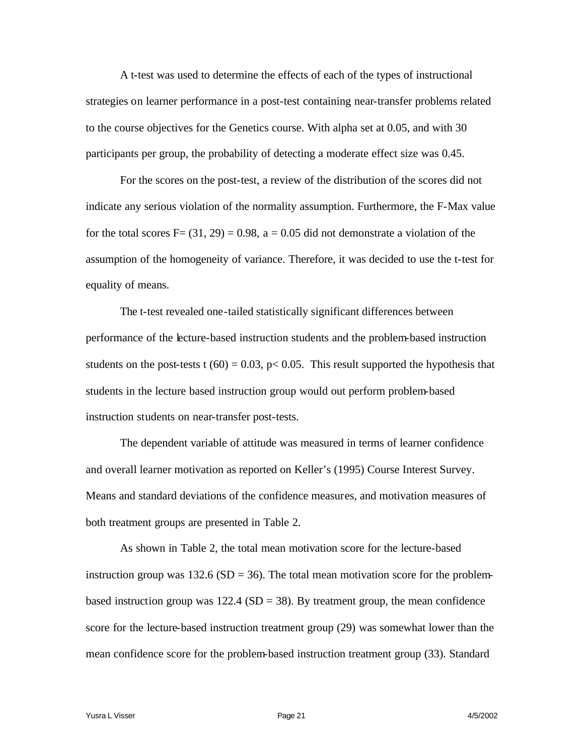A t-test was used to determine the effects of each of the types of instructional strategies on learner performance in a post-test containing near-transfer problems related to the course objectives for the Genetics course. With alpha set at 0.05, and with 30 participants per group, the probability of detecting a moderate effect size was 0.45.

For the scores on the post-test, a review of the distribution of the scores did not indicate any serious violation of the normality assumption. Furthermore, the F-Max value for the total scores $F= (31, 29) = 0.98$, $a = 0.05$ did not demonstrate a violation of the assumption of the homogeneity of variance. Therefore, it was decided to use the t-test for equality of means.

The t-test revealed one-tailed statistically significant differences between performance of the lecture-based instruction students and the problem-based instruction students on the post-tests $t (60) = 0.03$, $p< 0.05$. This result supported the hypothesis that students in the lecture based instruction group would out perform problem-based instruction students on near-transfer post-tests.

The dependent variable of attitude was measured in terms of learner confidence and overall learner motivation as reported on Keller's (1995) Course Interest Survey. Means and standard deviations of the confidence measures, and motivation measures of both treatment groups are presented in Table 2.

As shown in Table 2, the total mean motivation score for the lecture-based instruction group was 132.6 ($SD = 36$). The total mean motivation score for the problem-based instruction group was 122.4 ($SD = 38$). By treatment group, the mean confidence score for the lecture-based instruction treatment group (29) was somewhat lower than the mean confidence score for the problem-based instruction treatment group (33). Standard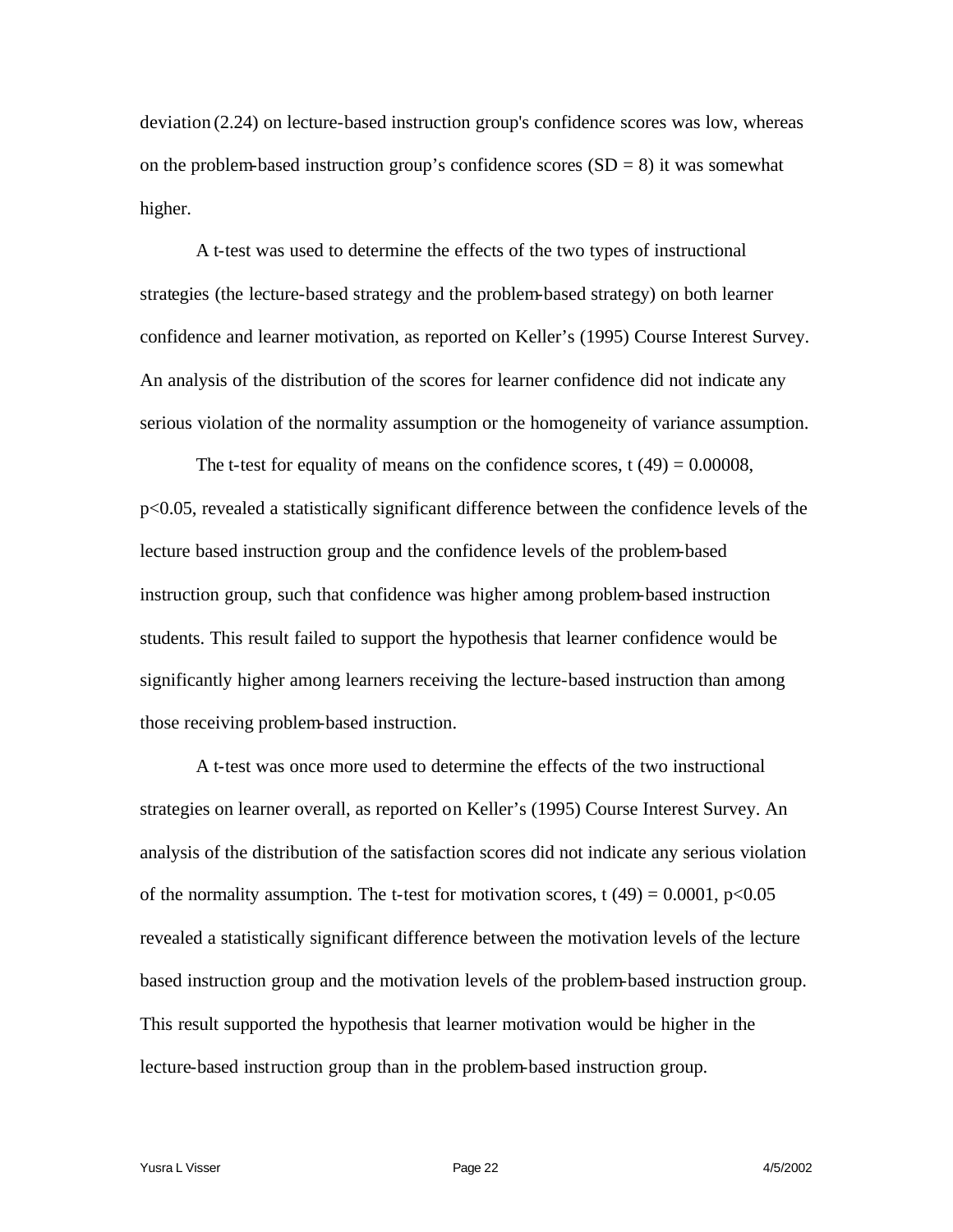deviation (2.24) on lecture-based instruction group's confidence scores was low, whereas on the problem-based instruction group's confidence scores ($SD = 8$) it was somewhat higher.

A t-test was used to determine the effects of the two types of instructional strategies (the lecture-based strategy and the problem-based strategy) on both learner confidence and learner motivation, as reported on Keller's (1995) Course Interest Survey. An analysis of the distribution of the scores for learner confidence did not indicate any serious violation of the normality assumption or the homogeneity of variance assumption.

The t-test for equality of means on the confidence scores, $t\ (49) = 0.00008$, $p<0.05$, revealed a statistically significant difference between the confidence levels of the lecture based instruction group and the confidence levels of the problem-based instruction group, such that confidence was higher among problem-based instruction students. This result failed to support the hypothesis that learner confidence would be significantly higher among learners receiving the lecture-based instruction than among those receiving problem-based instruction.

A t-test was once more used to determine the effects of the two instructional strategies on learner overall, as reported on Keller's (1995) Course Interest Survey. An analysis of the distribution of the satisfaction scores did not indicate any serious violation of the normality assumption. The t-test for motivation scores, $t\ (49) = 0.0001$, $p<0.05$ revealed a statistically significant difference between the motivation levels of the lecture based instruction group and the motivation levels of the problem-based instruction group. This result supported the hypothesis that learner motivation would be higher in the lecture-based instruction group than in the problem-based instruction group.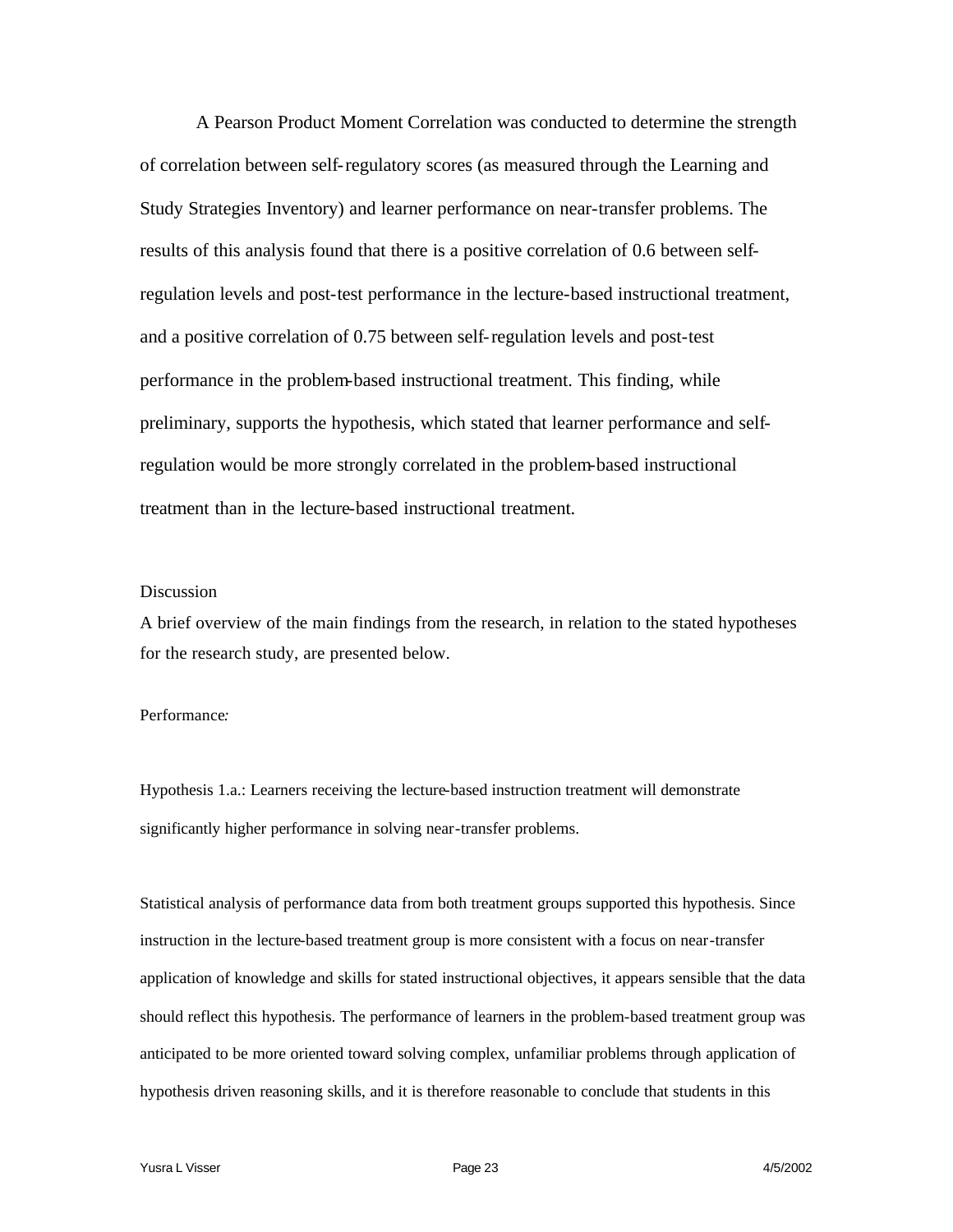A Pearson Product Moment Correlation was conducted to determine the strength of correlation between self-regulatory scores (as measured through the Learning and Study Strategies Inventory) and learner performance on near-transfer problems. The results of this analysis found that there is a positive correlation of 0.6 between self-regulation levels and post-test performance in the lecture-based instructional treatment, and a positive correlation of 0.75 between self-regulation levels and post-test performance in the problem-based instructional treatment. This finding, while preliminary, supports the hypothesis, which stated that learner performance and self-regulation would be more strongly correlated in the problem-based instructional treatment than in the lecture-based instructional treatment.

## Discussion

A brief overview of the main findings from the research, in relation to the stated hypotheses for the research study, are presented below.

### Performance:

Hypothesis 1.a.: Learners receiving the lecture-based instruction treatment will demonstrate significantly higher performance in solving near-transfer problems.

Statistical analysis of performance data from both treatment groups supported this hypothesis. Since instruction in the lecture-based treatment group is more consistent with a focus on near-transfer application of knowledge and skills for stated instructional objectives, it appears sensible that the data should reflect this hypothesis. The performance of learners in the problem-based treatment group was anticipated to be more oriented toward solving complex, unfamiliar problems through application of hypothesis driven reasoning skills, and it is therefore reasonable to conclude that students in this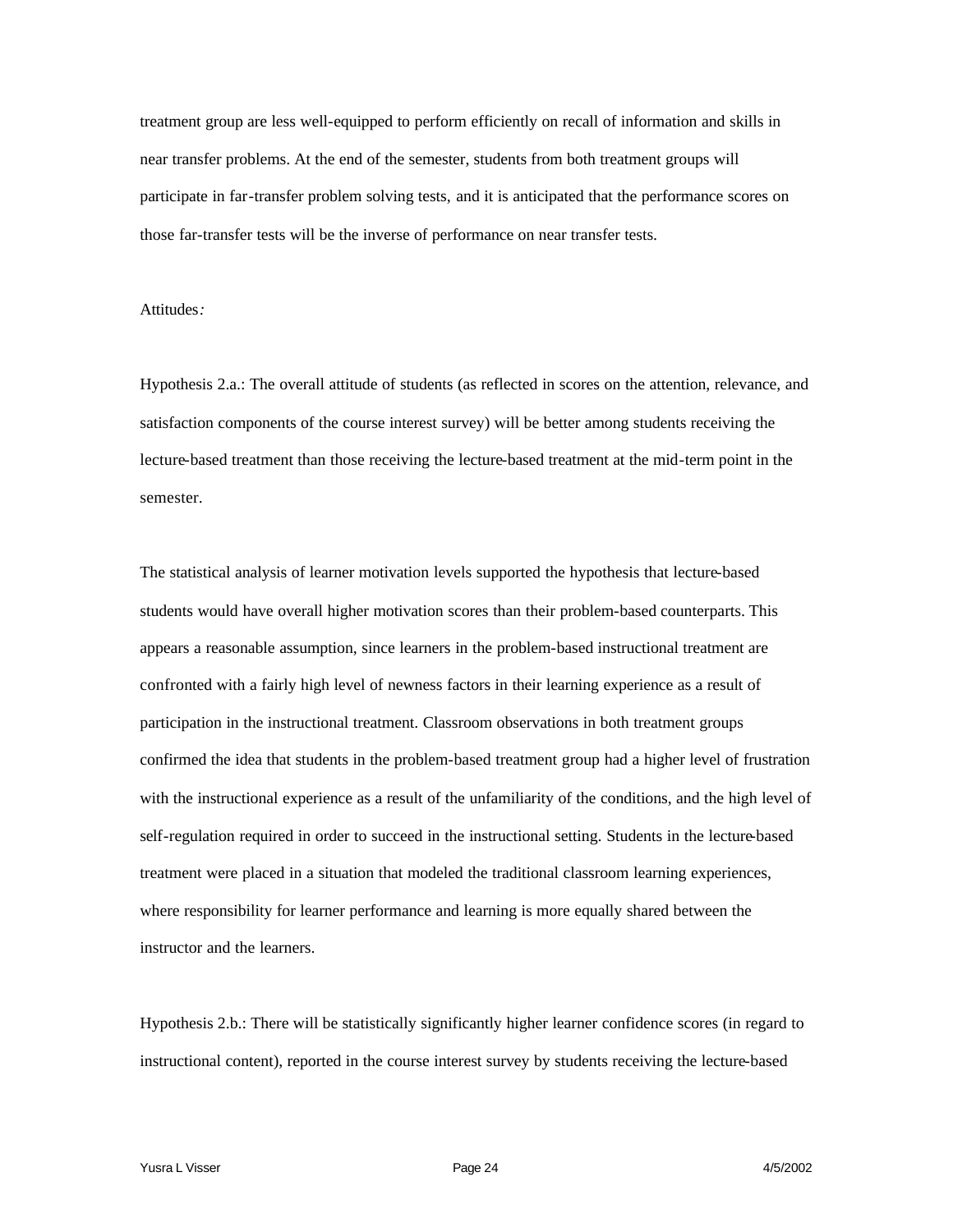treatment group are less well-equipped to perform efficiently on recall of information and skills in near transfer problems. At the end of the semester, students from both treatment groups will participate in far-transfer problem solving tests, and it is anticipated that the performance scores on those far-transfer tests will be the inverse of performance on near transfer tests.

Attitudes*:*

Hypothesis 2.a.: The overall attitude of students (as reflected in scores on the attention, relevance, and satisfaction components of the course interest survey) will be better among students receiving the lecture-based treatment than those receiving the lecture-based treatment at the mid-term point in the semester.

The statistical analysis of learner motivation levels supported the hypothesis that lecture-based students would have overall higher motivation scores than their problem-based counterparts. This appears a reasonable assumption, since learners in the problem-based instructional treatment are confronted with a fairly high level of newness factors in their learning experience as a result of participation in the instructional treatment. Classroom observations in both treatment groups confirmed the idea that students in the problem-based treatment group had a higher level of frustration with the instructional experience as a result of the unfamiliarity of the conditions, and the high level of self-regulation required in order to succeed in the instructional setting. Students in the lecture-based treatment were placed in a situation that modeled the traditional classroom learning experiences, where responsibility for learner performance and learning is more equally shared between the instructor and the learners.

Hypothesis 2.b.: There will be statistically significantly higher learner confidence scores (in regard to instructional content), reported in the course interest survey by students receiving the lecture-based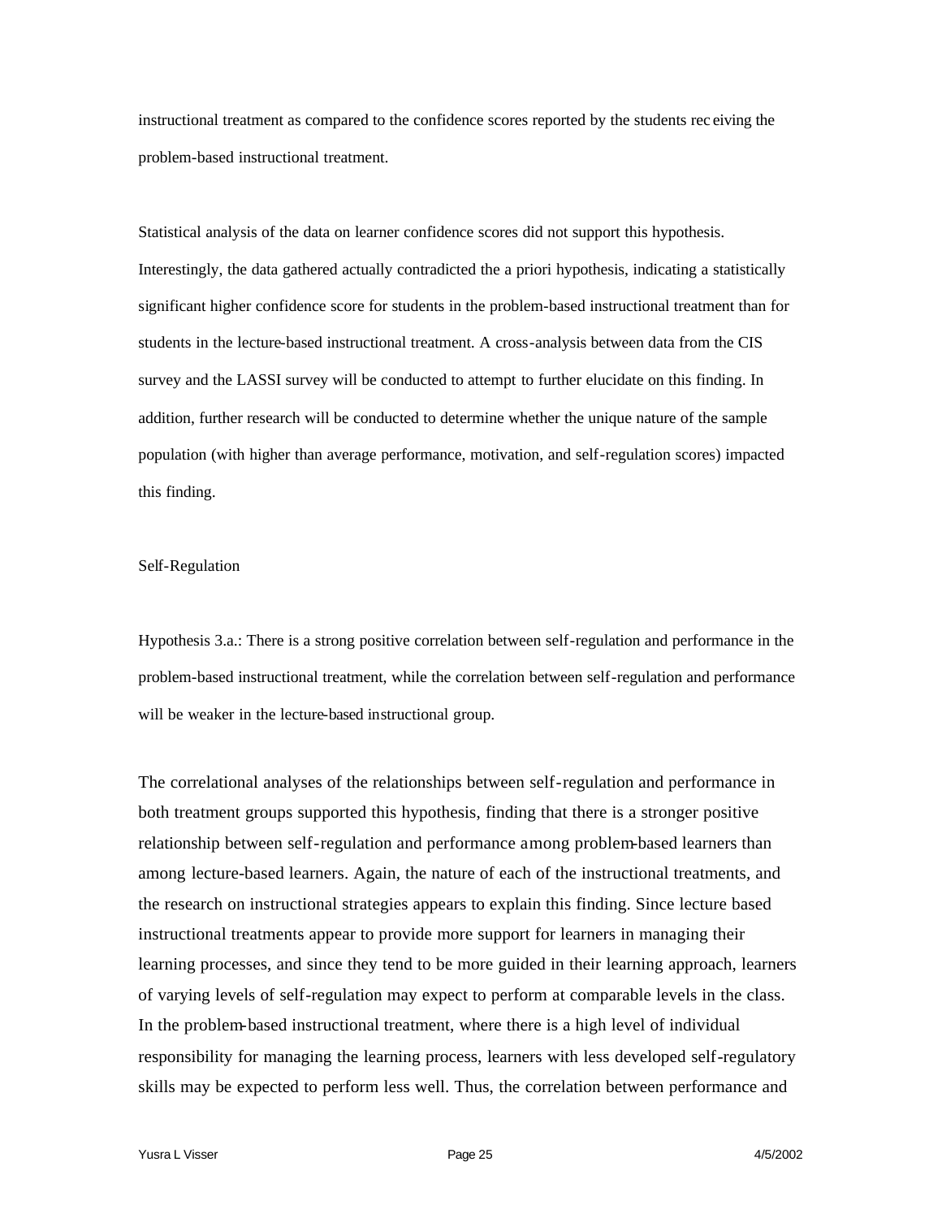instructional treatment as compared to the confidence scores reported by the students receiving the problem-based instructional treatment.

Statistical analysis of the data on learner confidence scores did not support this hypothesis. Interestingly, the data gathered actually contradicted the a priori hypothesis, indicating a statistically significant higher confidence score for students in the problem-based instructional treatment than for students in the lecture-based instructional treatment. A cross-analysis between data from the CIS survey and the LASSI survey will be conducted to attempt to further elucidate on this finding. In addition, further research will be conducted to determine whether the unique nature of the sample population (with higher than average performance, motivation, and self-regulation scores) impacted this finding.

Self-Regulation

Hypothesis 3.a.: There is a strong positive correlation between self-regulation and performance in the problem-based instructional treatment, while the correlation between self-regulation and performance will be weaker in the lecture-based instructional group.

The correlational analyses of the relationships between self-regulation and performance in both treatment groups supported this hypothesis, finding that there is a stronger positive relationship between self-regulation and performance among problem-based learners than among lecture-based learners. Again, the nature of each of the instructional treatments, and the research on instructional strategies appears to explain this finding. Since lecture based instructional treatments appear to provide more support for learners in managing their learning processes, and since they tend to be more guided in their learning approach, learners of varying levels of self-regulation may expect to perform at comparable levels in the class. In the problem-based instructional treatment, where there is a high level of individual responsibility for managing the learning process, learners with less developed self-regulatory skills may be expected to perform less well. Thus, the correlation between performance and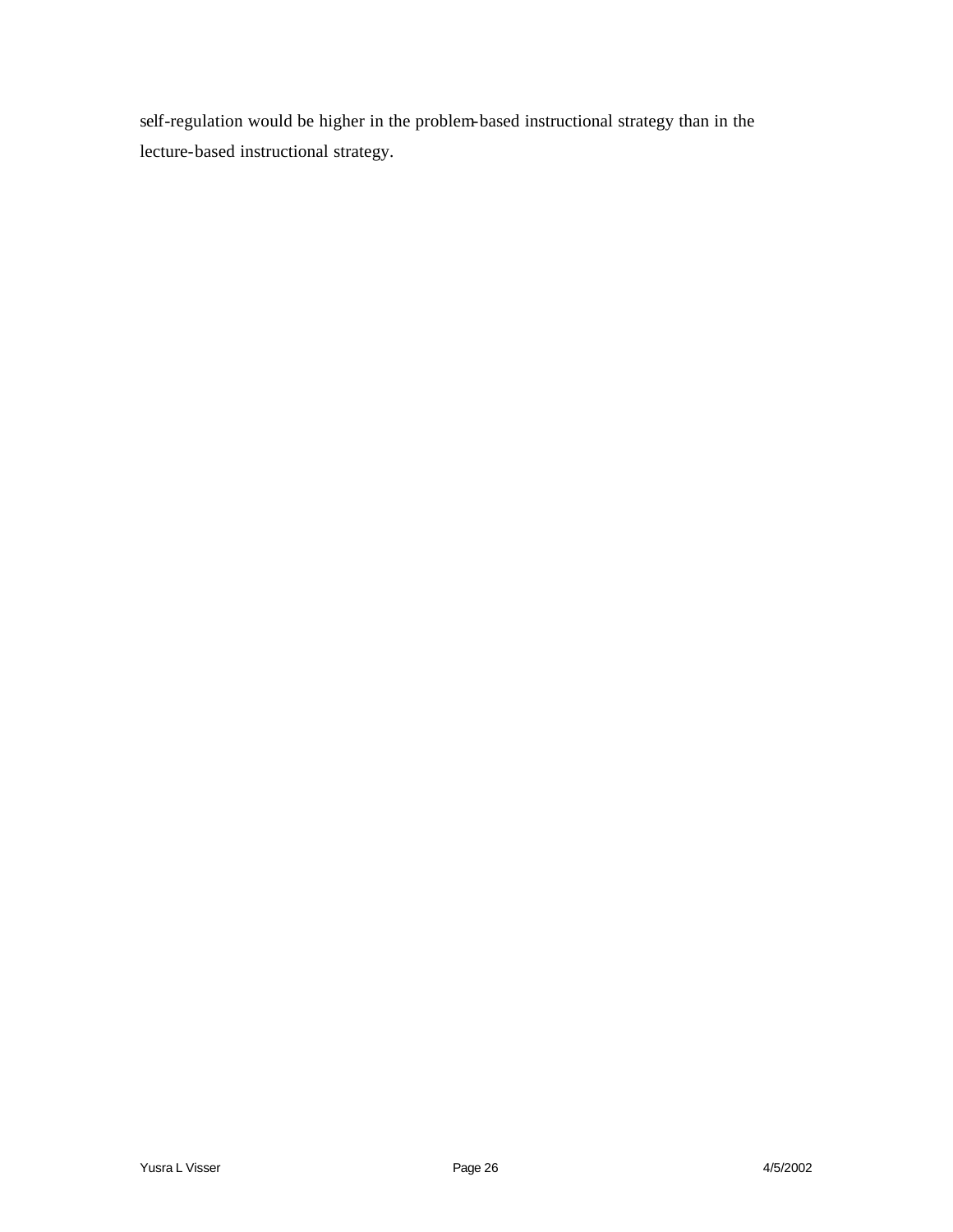self-regulation would be higher in the problem-based instructional strategy than in the lecture-based instructional strategy.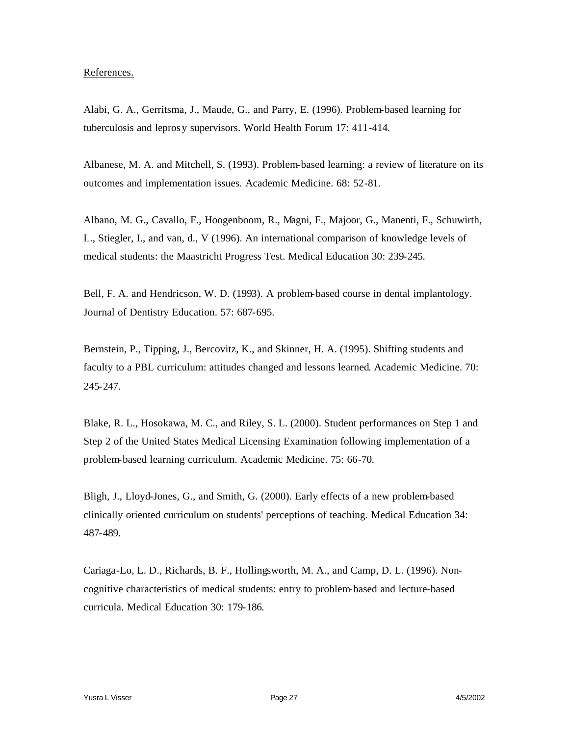References.

Alabi, G. A., Gerritsma, J., Maude, G., and Parry, E. (1996). Problem-based learning for tuberculosis and leprosy supervisors. World Health Forum 17: 411-414.

Albanese, M. A. and Mitchell, S. (1993). Problem-based learning: a review of literature on its outcomes and implementation issues. Academic Medicine. 68: 52-81.

Albano, M. G., Cavallo, F., Hoogenboom, R., Magni, F., Majoor, G., Manenti, F., Schuwirth, L., Stiegler, I., and van, d., V (1996). An international comparison of knowledge levels of medical students: the Maastricht Progress Test. Medical Education 30: 239-245.

Bell, F. A. and Hendricson, W. D. (1993). A problem-based course in dental implantology. Journal of Dentistry Education. 57: 687-695.

Bernstein, P., Tipping, J., Bercovitz, K., and Skinner, H. A. (1995). Shifting students and faculty to a PBL curriculum: attitudes changed and lessons learned. Academic Medicine. 70: 245-247.

Blake, R. L., Hosokawa, M. C., and Riley, S. L. (2000). Student performances on Step 1 and Step 2 of the United States Medical Licensing Examination following implementation of a problem-based learning curriculum. Academic Medicine. 75: 66-70.

Bligh, J., Lloyd-Jones, G., and Smith, G. (2000). Early effects of a new problem-based clinically oriented curriculum on students' perceptions of teaching. Medical Education 34: 487-489.

Cariaga-Lo, L. D., Richards, B. F., Hollingsworth, M. A., and Camp, D. L. (1996). Non-cognitive characteristics of medical students: entry to problem-based and lecture-based curricula. Medical Education 30: 179-186.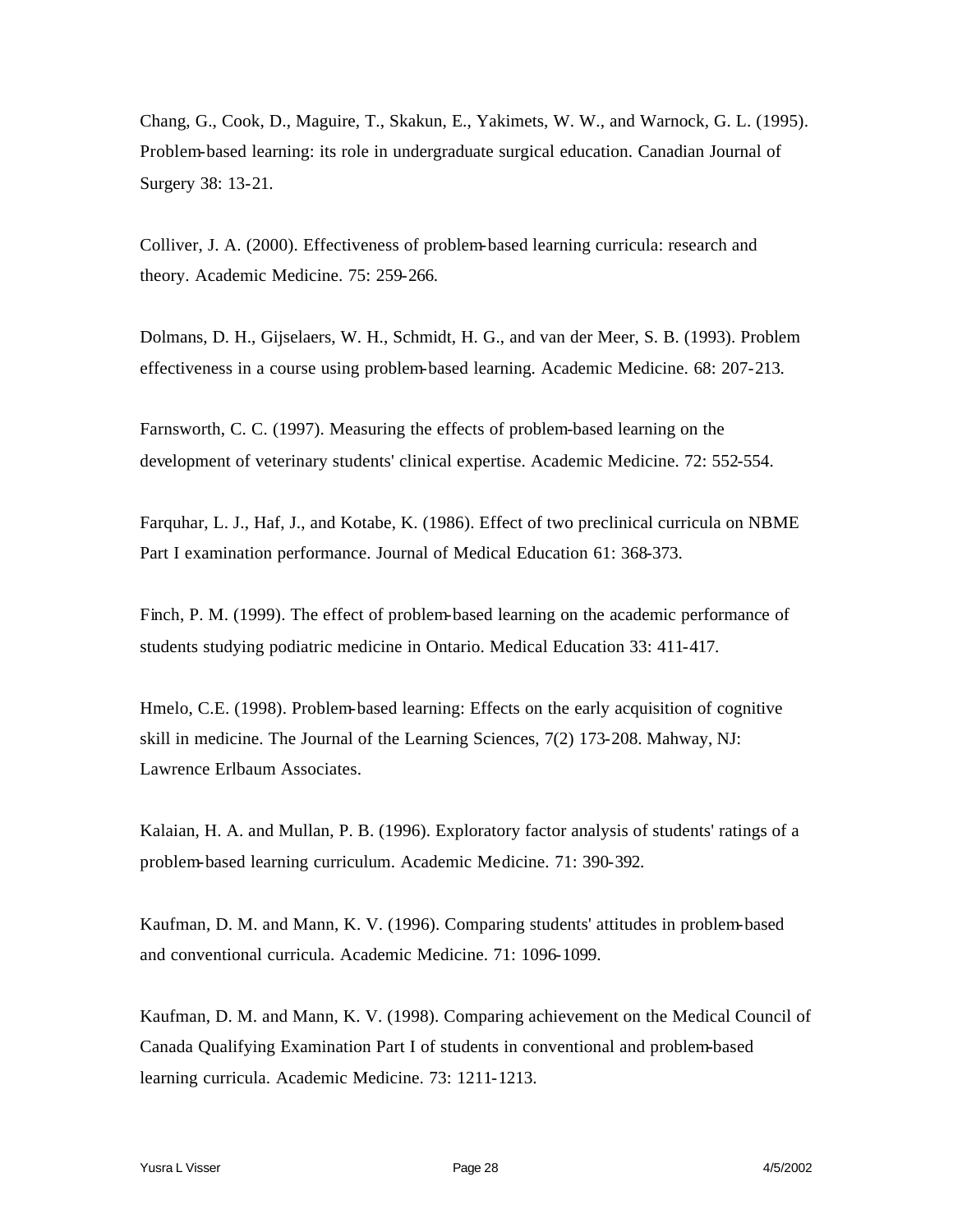Chang, G., Cook, D., Maguire, T., Skakun, E., Yakimets, W. W., and Warnock, G. L. (1995). Problem-based learning: its role in undergraduate surgical education. Canadian Journal of Surgery 38: 13-21.

Colliver, J. A. (2000). Effectiveness of problem-based learning curricula: research and theory. Academic Medicine. 75: 259-266.

Dolmans, D. H., Gijselaers, W. H., Schmidt, H. G., and van der Meer, S. B. (1993). Problem effectiveness in a course using problem-based learning. Academic Medicine. 68: 207-213.

Farnsworth, C. C. (1997). Measuring the effects of problem-based learning on the development of veterinary students' clinical expertise. Academic Medicine. 72: 552-554.

Farquhar, L. J., Haf, J., and Kotabe, K. (1986). Effect of two preclinical curricula on NBME Part I examination performance. Journal of Medical Education 61: 368-373.

Finch, P. M. (1999). The effect of problem-based learning on the academic performance of students studying podiatric medicine in Ontario. Medical Education 33: 411-417.

Hmelo, C.E. (1998). Problem-based learning: Effects on the early acquisition of cognitive skill in medicine. The Journal of the Learning Sciences, 7(2) 173-208. Mahway, NJ: Lawrence Erlbaum Associates.

Kalaian, H. A. and Mullan, P. B. (1996). Exploratory factor analysis of students' ratings of a problem-based learning curriculum. Academic Medicine. 71: 390-392.

Kaufman, D. M. and Mann, K. V. (1996). Comparing students' attitudes in problem-based and conventional curricula. Academic Medicine. 71: 1096-1099.

Kaufman, D. M. and Mann, K. V. (1998). Comparing achievement on the Medical Council of Canada Qualifying Examination Part I of students in conventional and problem-based learning curricula. Academic Medicine. 73: 1211-1213.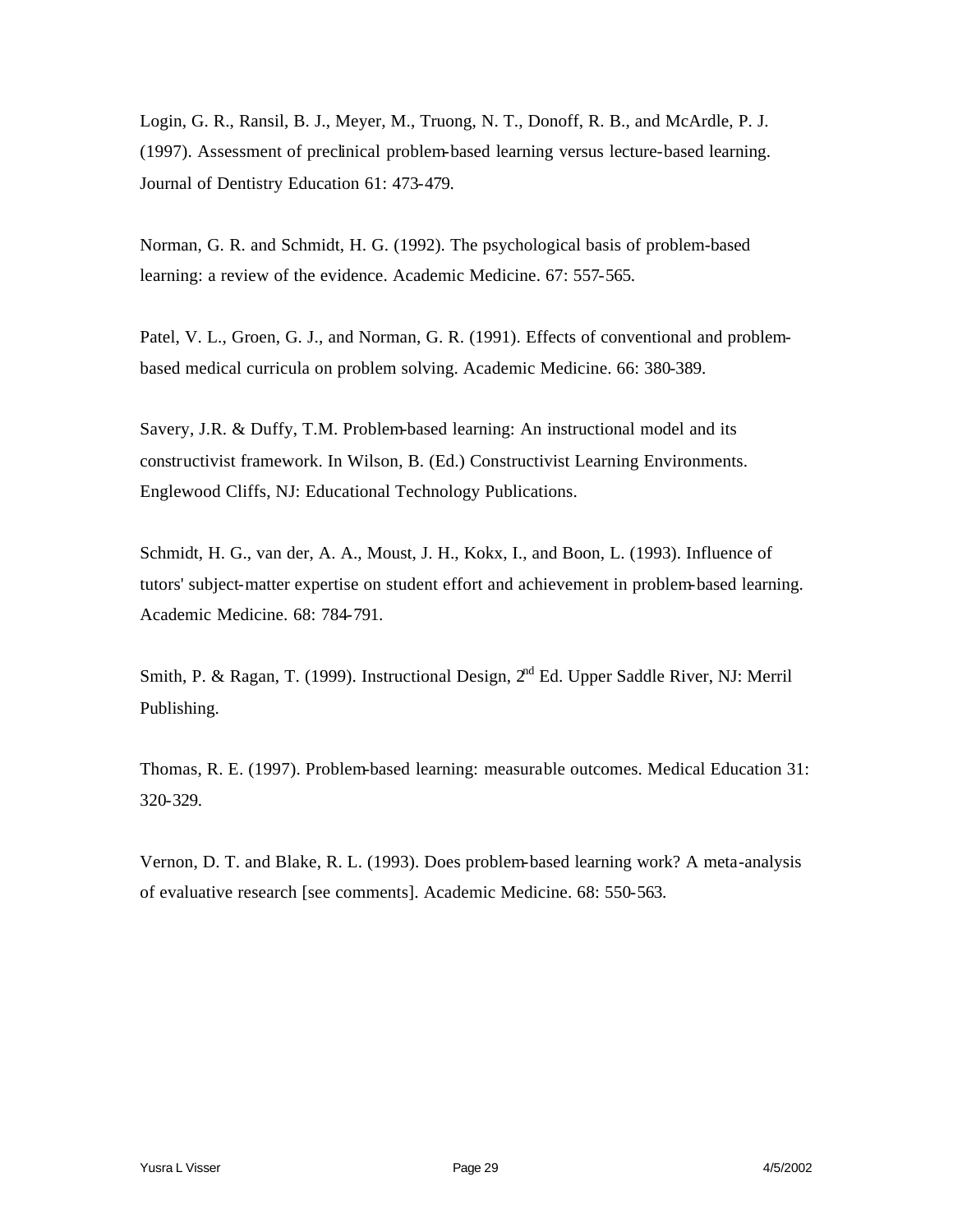Login, G. R., Ransil, B. J., Meyer, M., Truong, N. T., Donoff, R. B., and McArdle, P. J. (1997). Assessment of preclinical problem-based learning versus lecture-based learning. Journal of Dentistry Education 61: 473-479.

Norman, G. R. and Schmidt, H. G. (1992). The psychological basis of problem-based learning: a review of the evidence. Academic Medicine. 67: 557-565.

Patel, V. L., Groen, G. J., and Norman, G. R. (1991). Effects of conventional and problem-based medical curricula on problem solving. Academic Medicine. 66: 380-389.

Savery, J.R. & Duffy, T.M. Problem-based learning: An instructional model and its constructivist framework. In Wilson, B. (Ed.) Constructivist Learning Environments. Englewood Cliffs, NJ: Educational Technology Publications.

Schmidt, H. G., van der, A. A., Moust, J. H., Kokx, I., and Boon, L. (1993). Influence of tutors' subject-matter expertise on student effort and achievement in problem-based learning. Academic Medicine. 68: 784-791.

Smith, P. & Ragan, T. (1999). Instructional Design, 2nd Ed. Upper Saddle River, NJ: Merril Publishing.

Thomas, R. E. (1997). Problem-based learning: measurable outcomes. Medical Education 31: 320-329.

Vernon, D. T. and Blake, R. L. (1993). Does problem-based learning work? A meta-analysis of evaluative research [see comments]. Academic Medicine. 68: 550-563.